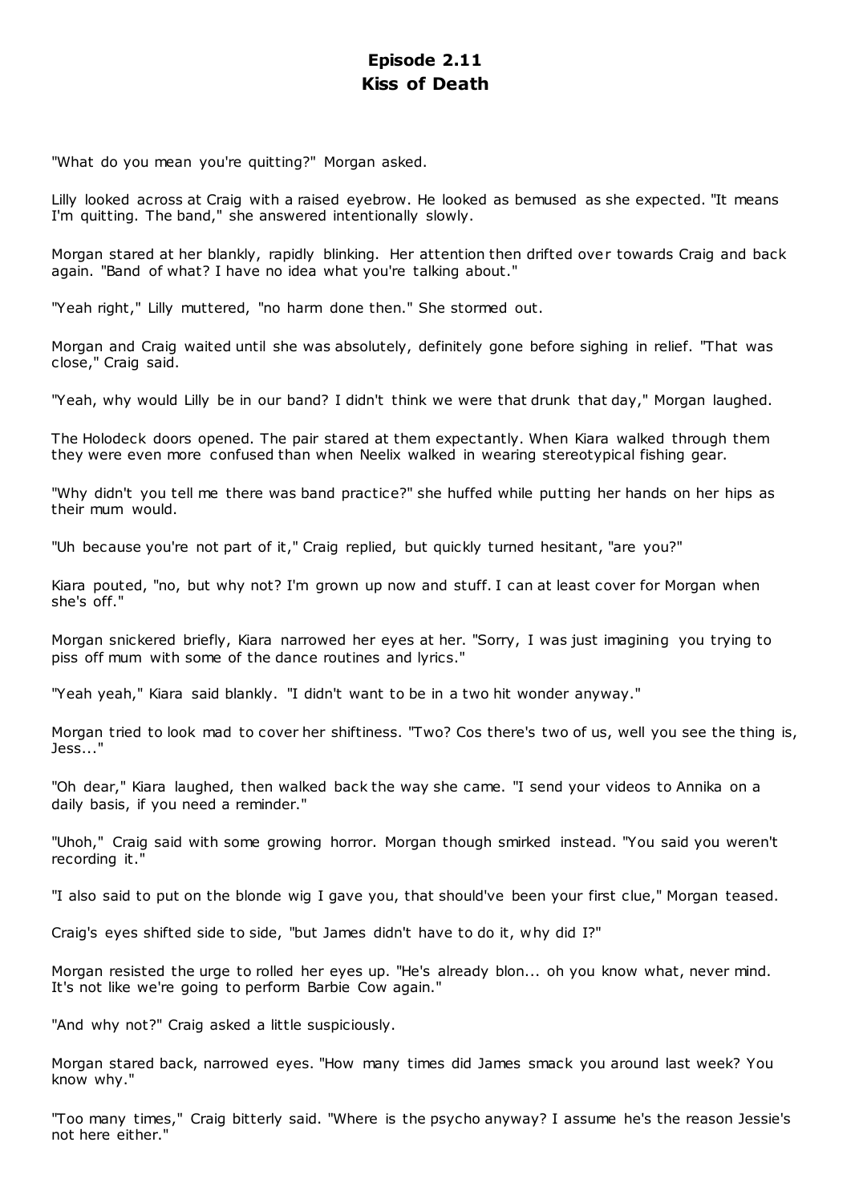# Episode 2.11
## Kiss of Death

"What do you mean you're quitting?" Morgan asked.

Lilly looked across at Craig with a raised eyebrow. He looked as bemused as she expected. "It means I'm quitting. The band," she answered intentionally slowly.

Morgan stared at her blankly, rapidly blinking. Her attention then drifted over towards Craig and back again. "Band of what? I have no idea what you're talking about."

"Yeah right," Lilly muttered, "no harm done then." She stormed out.

Morgan and Craig waited until she was absolutely, definitely gone before sighing in relief. "That was close," Craig said.

"Yeah, why would Lilly be in our band? I didn't think we were that drunk that day," Morgan laughed.

The Holodeck doors opened. The pair stared at them expectantly. When Kiara walked through them they were even more confused than when Neelix walked in wearing stereotypical fishing gear.

"Why didn't you tell me there was band practice?" she huffed while putting her hands on her hips as their mum would.

"Uh because you're not part of it," Craig replied, but quickly turned hesitant, "are you?"

Kiara pouted, "no, but why not? I'm grown up now and stuff. I can at least cover for Morgan when she's off."

Morgan snickered briefly, Kiara narrowed her eyes at her. "Sorry, I was just imagining you trying to piss off mum with some of the dance routines and lyrics."

"Yeah yeah," Kiara said blankly. "I didn't want to be in a two hit wonder anyway."

Morgan tried to look mad to cover her shiftiness. "Two? Cos there's two of us, well you see the thing is, Jess..."

"Oh dear," Kiara laughed, then walked back the way she came. "I send your videos to Annika on a daily basis, if you need a reminder."

"Uhoh," Craig said with some growing horror. Morgan though smirked instead. "You said you weren't recording it."

"I also said to put on the blonde wig I gave you, that should've been your first clue," Morgan teased.

Craig's eyes shifted side to side, "but James didn't have to do it, why did I?"

Morgan resisted the urge to rolled her eyes up. "He's already blon... oh you know what, never mind. It's not like we're going to perform Barbie Cow again."

"And why not?" Craig asked a little suspiciously.

Morgan stared back, narrowed eyes. "How many times did James smack you around last week? You know why."

"Too many times," Craig bitterly said. "Where is the psycho anyway? I assume he's the reason Jessie's not here either."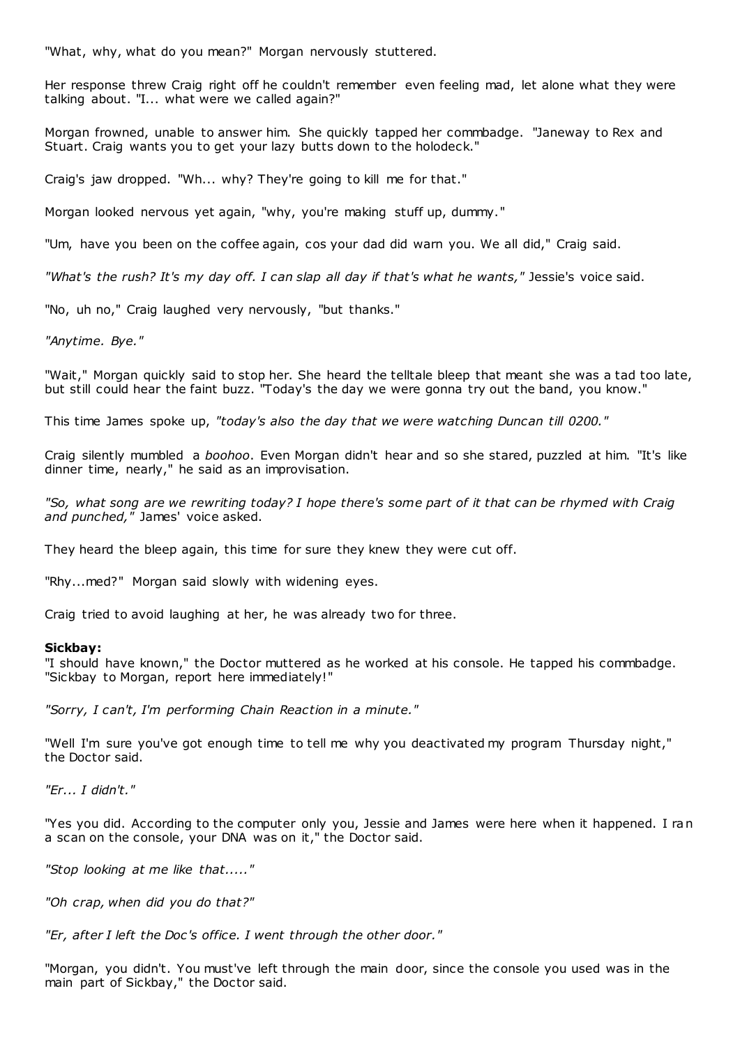"What, why, what do you mean?" Morgan nervously stuttered.

Her response threw Craig right off he couldn't remember even feeling mad, let alone what they were talking about. "I... what were we called again?"

Morgan frowned, unable to answer him. She quickly tapped her commbadge. "Janeway to Rex and Stuart. Craig wants you to get your lazy butts down to the holodeck."

Craig's jaw dropped. "Wh... why? They're going to kill me for that."

Morgan looked nervous yet again, "why, you're making stuff up, dummy."

"Um, have you been on the coffee again, cos your dad did warn you. We all did," Craig said.

*"What's the rush? It's my day off. I can slap all day if that's what he wants,"* Jessie's voice said.

"No, uh no," Craig laughed very nervously, "but thanks."

*"Anytime. Bye."*

"Wait," Morgan quickly said to stop her. She heard the telltale bleep that meant she was a tad too late, but still could hear the faint buzz. "Today's the day we were gonna try out the band, you know."

This time James spoke up, *"today's also the day that we were watching Duncan till 0200."*

Craig silently mumbled a *boohoo*. Even Morgan didn't hear and so she stared, puzzled at him. "It's like dinner time, nearly," he said as an improvisation.

*"So, what song are we rewriting today? I hope there's some part of it that can be rhymed with Craig and punched,"* James' voice asked.

They heard the bleep again, this time for sure they knew they were cut off.

"Rhy...med?" Morgan said slowly with widening eyes.

Craig tried to avoid laughing at her, he was already two for three.

**Sickbay:**
"I should have known," the Doctor muttered as he worked at his console. He tapped his commbadge. "Sickbay to Morgan, report here immediately!"

*"Sorry, I can't, I'm performing Chain Reaction in a minute."*

"Well I'm sure you've got enough time to tell me why you deactivated my program Thursday night," the Doctor said.

*"Er... I didn't."*

"Yes you did. According to the computer only you, Jessie and James were here when it happened. I ran a scan on the console, your DNA was on it," the Doctor said.

*"Stop looking at me like that....."*

*"Oh crap, when did you do that?"*

*"Er, after I left the Doc's office. I went through the other door."*

"Morgan, you didn't. You must've left through the main door, since the console you used was in the main part of Sickbay," the Doctor said.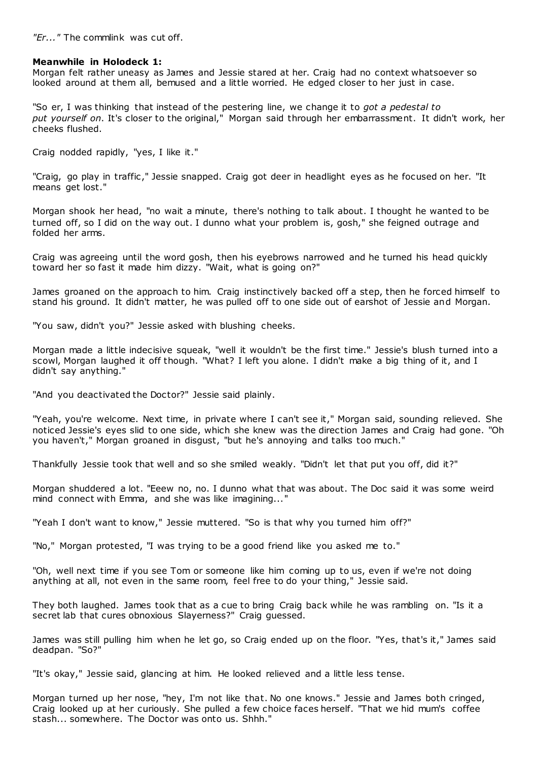*"Er..."* The commlink was cut off.

**Meanwhile in Holodeck 1:**

Morgan felt rather uneasy as James and Jessie stared at her. Craig had no context whatsoever so looked around at them all, bemused and a little worried. He edged closer to her just in case.

"So er, I was thinking that instead of the pestering line, we change it to *got a pedestal to put yourself on*. It's closer to the original," Morgan said through her embarrassment. It didn't work, her cheeks flushed.

Craig nodded rapidly, "yes, I like it."

"Craig, go play in traffic," Jessie snapped. Craig got deer in headlight eyes as he focused on her. "It means get lost."

Morgan shook her head, "no wait a minute, there's nothing to talk about. I thought he wanted to be turned off, so I did on the way out. I dunno what your problem is, gosh," she feigned outrage and folded her arms.

Craig was agreeing until the word gosh, then his eyebrows narrowed and he turned his head quickly toward her so fast it made him dizzy. "Wait, what is going on?"

James groaned on the approach to him. Craig instinctively backed off a step, then he forced himself to stand his ground. It didn't matter, he was pulled off to one side out of earshot of Jessie and Morgan.

"You saw, didn't you?" Jessie asked with blushing cheeks.

Morgan made a little indecisive squeak, "well it wouldn't be the first time." Jessie's blush turned into a scowl, Morgan laughed it off though. "What? I left you alone. I didn't make a big thing of it, and I didn't say anything."

"And you deactivated the Doctor?" Jessie said plainly.

"Yeah, you're welcome. Next time, in private where I can't see it," Morgan said, sounding relieved. She noticed Jessie's eyes slid to one side, which she knew was the direction James and Craig had gone. "Oh you haven't," Morgan groaned in disgust, "but he's annoying and talks too much."

Thankfully Jessie took that well and so she smiled weakly. "Didn't let that put you off, did it?"

Morgan shuddered a lot. "Eeew no, no. I dunno what that was about. The Doc said it was some weird mind connect with Emma, and she was like imagining..."

"Yeah I don't want to know," Jessie muttered. "So is that why you turned him off?"

"No," Morgan protested, "I was trying to be a good friend like you asked me to."

"Oh, well next time if you see Tom or someone like him coming up to us, even if we're not doing anything at all, not even in the same room, feel free to do your thing," Jessie said.

They both laughed. James took that as a cue to bring Craig back while he was rambling on. "Is it a secret lab that cures obnoxious Slayerness?" Craig guessed.

James was still pulling him when he let go, so Craig ended up on the floor. "Yes, that's it," James said deadpan. "So?"

"It's okay," Jessie said, glancing at him. He looked relieved and a little less tense.

Morgan turned up her nose, "hey, I'm not like that. No one knows." Jessie and James both cringed, Craig looked up at her curiously. She pulled a few choice faces herself. "That we hid mum's coffee stash... somewhere. The Doctor was onto us. Shhh."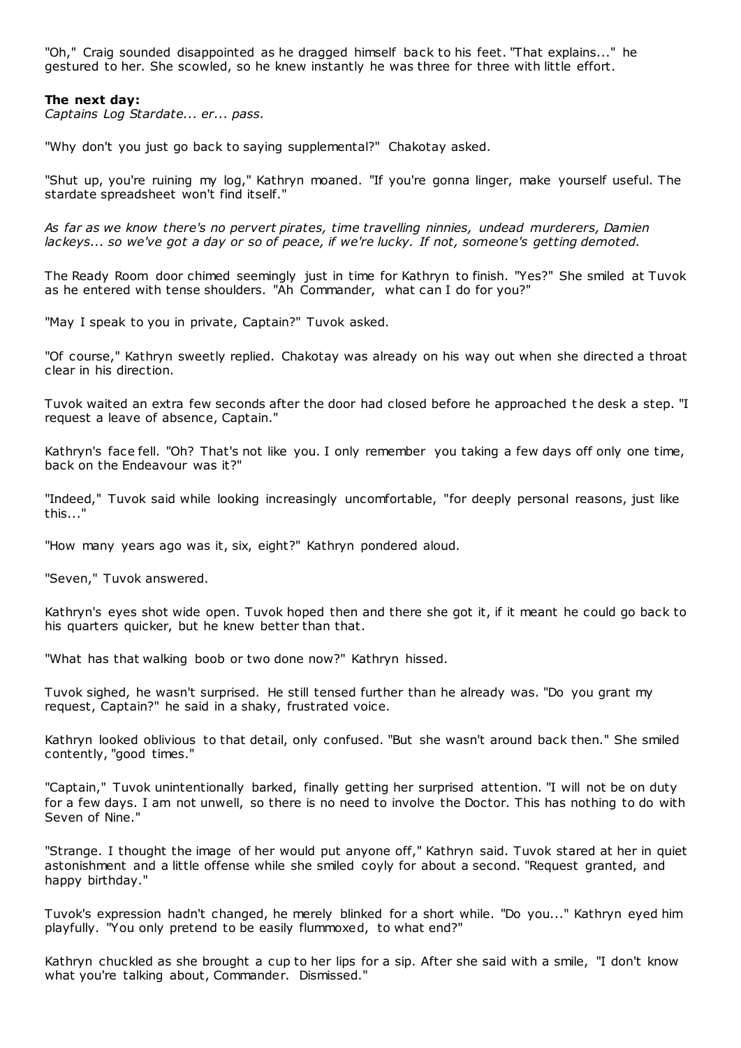"Oh," Craig sounded disappointed as he dragged himself back to his feet. "That explains..." he gestured to her. She scowled, so he knew instantly he was three for three with little effort.

**The next day:**

*Captains Log Stardate... er... pass.*

"Why don't you just go back to saying supplemental?" Chakotay asked.

"Shut up, you're ruining my log," Kathryn moaned. "If you're gonna linger, make yourself useful. The stardate spreadsheet won't find itself."

*As far as we know there's no pervert pirates, time travelling ninnies, undead murderers, Damien lackeys... so we've got a day or so of peace, if we're lucky. If not, someone's getting demoted.*

The Ready Room door chimed seemingly just in time for Kathryn to finish. "Yes?" She smiled at Tuvok as he entered with tense shoulders. "Ah Commander, what can I do for you?"

"May I speak to you in private, Captain?" Tuvok asked.

"Of course," Kathryn sweetly replied. Chakotay was already on his way out when she directed a throat clear in his direction.

Tuvok waited an extra few seconds after the door had closed before he approached the desk a step. "I request a leave of absence, Captain."

Kathryn's face fell. "Oh? That's not like you. I only remember you taking a few days off only one time, back on the Endeavour was it?"

"Indeed," Tuvok said while looking increasingly uncomfortable, "for deeply personal reasons, just like this..."

"How many years ago was it, six, eight?" Kathryn pondered aloud.

"Seven," Tuvok answered.

Kathryn's eyes shot wide open. Tuvok hoped then and there she got it, if it meant he could go back to his quarters quicker, but he knew better than that.

"What has that walking boob or two done now?" Kathryn hissed.

Tuvok sighed, he wasn't surprised. He still tensed further than he already was. "Do you grant my request, Captain?" he said in a shaky, frustrated voice.

Kathryn looked oblivious to that detail, only confused. "But she wasn't around back then." She smiled contently, "good times."

"Captain," Tuvok unintentionally barked, finally getting her surprised attention. "I will not be on duty for a few days. I am not unwell, so there is no need to involve the Doctor. This has nothing to do with Seven of Nine."

"Strange. I thought the image of her would put anyone off," Kathryn said. Tuvok stared at her in quiet astonishment and a little offense while she smiled coyly for about a second. "Request granted, and happy birthday."

Tuvok's expression hadn't changed, he merely blinked for a short while. "Do you..." Kathryn eyed him playfully. "You only pretend to be easily flummoxed, to what end?"

Kathryn chuckled as she brought a cup to her lips for a sip. After she said with a smile, "I don't know what you're talking about, Commander. Dismissed."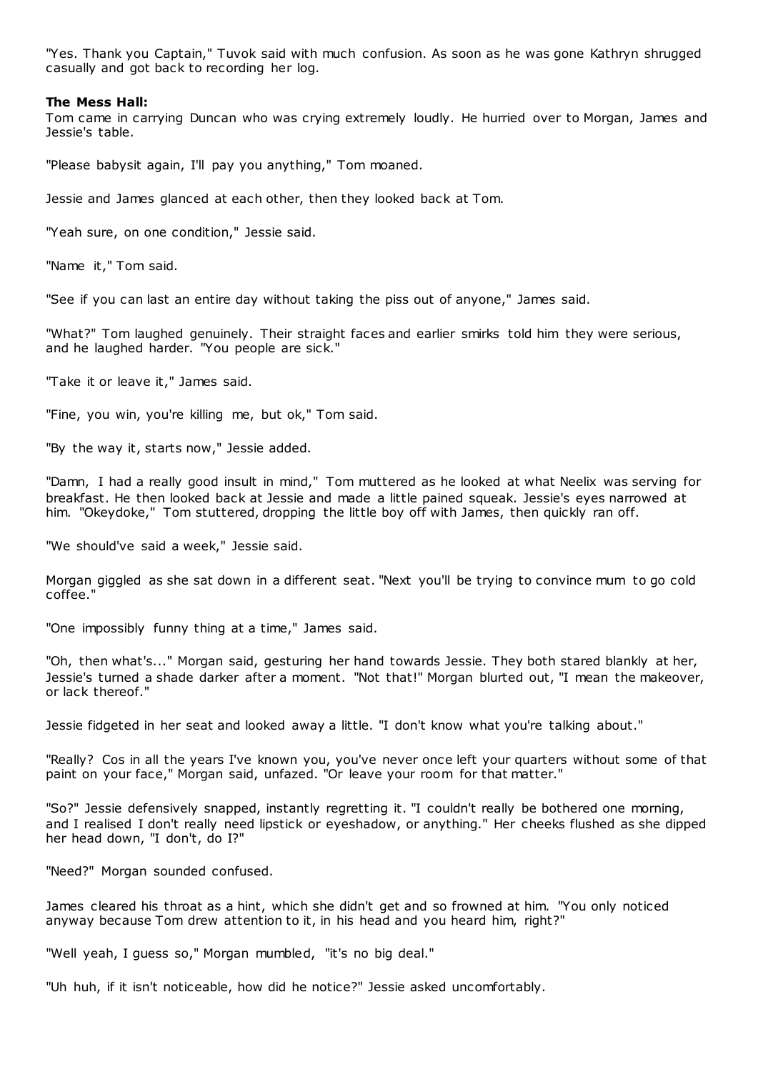"Yes. Thank you Captain," Tuvok said with much confusion. As soon as he was gone Kathryn shrugged casually and got back to recording her log.

**The Mess Hall:**
Tom came in carrying Duncan who was crying extremely loudly. He hurried over to Morgan, James and Jessie's table.

"Please babysit again, I'll pay you anything," Tom moaned.

Jessie and James glanced at each other, then they looked back at Tom.

"Yeah sure, on one condition," Jessie said.

"Name it," Tom said.

"See if you can last an entire day without taking the piss out of anyone," James said.

"What?" Tom laughed genuinely. Their straight faces and earlier smirks told him they were serious, and he laughed harder. "You people are sick."

"Take it or leave it," James said.

"Fine, you win, you're killing me, but ok," Tom said.

"By the way it, starts now," Jessie added.

"Damn, I had a really good insult in mind," Tom muttered as he looked at what Neelix was serving for breakfast. He then looked back at Jessie and made a little pained squeak. Jessie's eyes narrowed at him. "Okeydoke," Tom stuttered, dropping the little boy off with James, then quickly ran off.

"We should've said a week," Jessie said.

Morgan giggled as she sat down in a different seat. "Next you'll be trying to convince mum to go cold coffee."

"One impossibly funny thing at a time," James said.

"Oh, then what's..." Morgan said, gesturing her hand towards Jessie. They both stared blankly at her, Jessie's turned a shade darker after a moment. "Not that!" Morgan blurted out, "I mean the makeover, or lack thereof."

Jessie fidgeted in her seat and looked away a little. "I don't know what you're talking about."

"Really? Cos in all the years I've known you, you've never once left your quarters without some of that paint on your face," Morgan said, unfazed. "Or leave your room for that matter."

"So?" Jessie defensively snapped, instantly regretting it. "I couldn't really be bothered one morning, and I realised I don't really need lipstick or eyeshadow, or anything." Her cheeks flushed as she dipped her head down, "I don't, do I?"

"Need?" Morgan sounded confused.

James cleared his throat as a hint, which she didn't get and so frowned at him. "You only noticed anyway because Tom drew attention to it, in his head and you heard him, right?"

"Well yeah, I guess so," Morgan mumbled, "it's no big deal."

"Uh huh, if it isn't noticeable, how did he notice?" Jessie asked uncomfortably.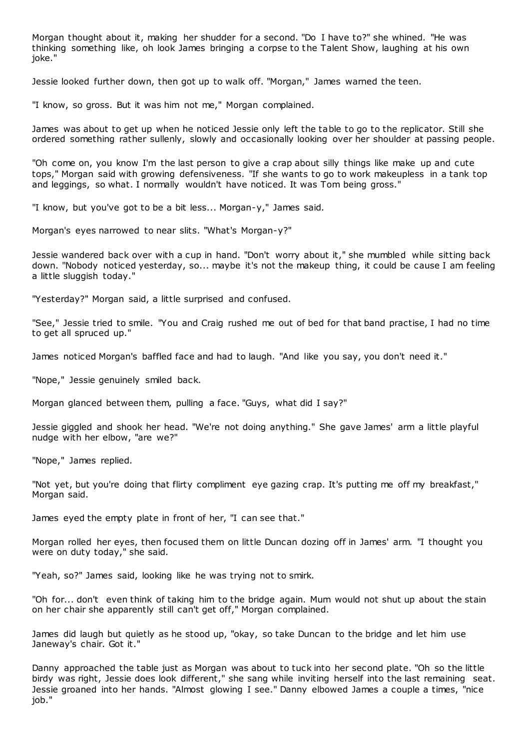Morgan thought about it, making her shudder for a second. "Do I have to?" she whined. "He was thinking something like, oh look James bringing a corpse to the Talent Show, laughing at his own joke."

Jessie looked further down, then got up to walk off. "Morgan," James warned the teen.

"I know, so gross. But it was him not me," Morgan complained.

James was about to get up when he noticed Jessie only left the table to go to the replicator. Still she ordered something rather sullenly, slowly and occasionally looking over her shoulder at passing people.

"Oh come on, you know I'm the last person to give a crap about silly things like make up and cute tops," Morgan said with growing defensiveness. "If she wants to go to work makeupless in a tank top and leggings, so what. I normally wouldn't have noticed. It was Tom being gross."

"I know, but you've got to be a bit less... Morgan-y," James said.

Morgan's eyes narrowed to near slits. "What's Morgan-y?"

Jessie wandered back over with a cup in hand. "Don't worry about it," she mumbled while sitting back down. "Nobody noticed yesterday, so... maybe it's not the makeup thing, it could be cause I am feeling a little sluggish today."

"Yesterday?" Morgan said, a little surprised and confused.

"See," Jessie tried to smile. "You and Craig rushed me out of bed for that band practise, I had no time to get all spruced up."

James noticed Morgan's baffled face and had to laugh. "And like you say, you don't need it."

"Nope," Jessie genuinely smiled back.

Morgan glanced between them, pulling a face. "Guys, what did I say?"

Jessie giggled and shook her head. "We're not doing anything." She gave James' arm a little playful nudge with her elbow, "are we?"

"Nope," James replied.

"Not yet, but you're doing that flirty compliment eye gazing crap. It's putting me off my breakfast," Morgan said.

James eyed the empty plate in front of her, "I can see that."

Morgan rolled her eyes, then focused them on little Duncan dozing off in James' arm. "I thought you were on duty today," she said.

"Yeah, so?" James said, looking like he was trying not to smirk.

"Oh for... don't even think of taking him to the bridge again. Mum would not shut up about the stain on her chair she apparently still can't get off," Morgan complained.

James did laugh but quietly as he stood up, "okay, so take Duncan to the bridge and let him use Janeway's chair. Got it."

Danny approached the table just as Morgan was about to tuck into her second plate. "Oh so the little birdy was right, Jessie does look different," she sang while inviting herself into the last remaining seat. Jessie groaned into her hands. "Almost glowing I see." Danny elbowed James a couple a times, "nice job."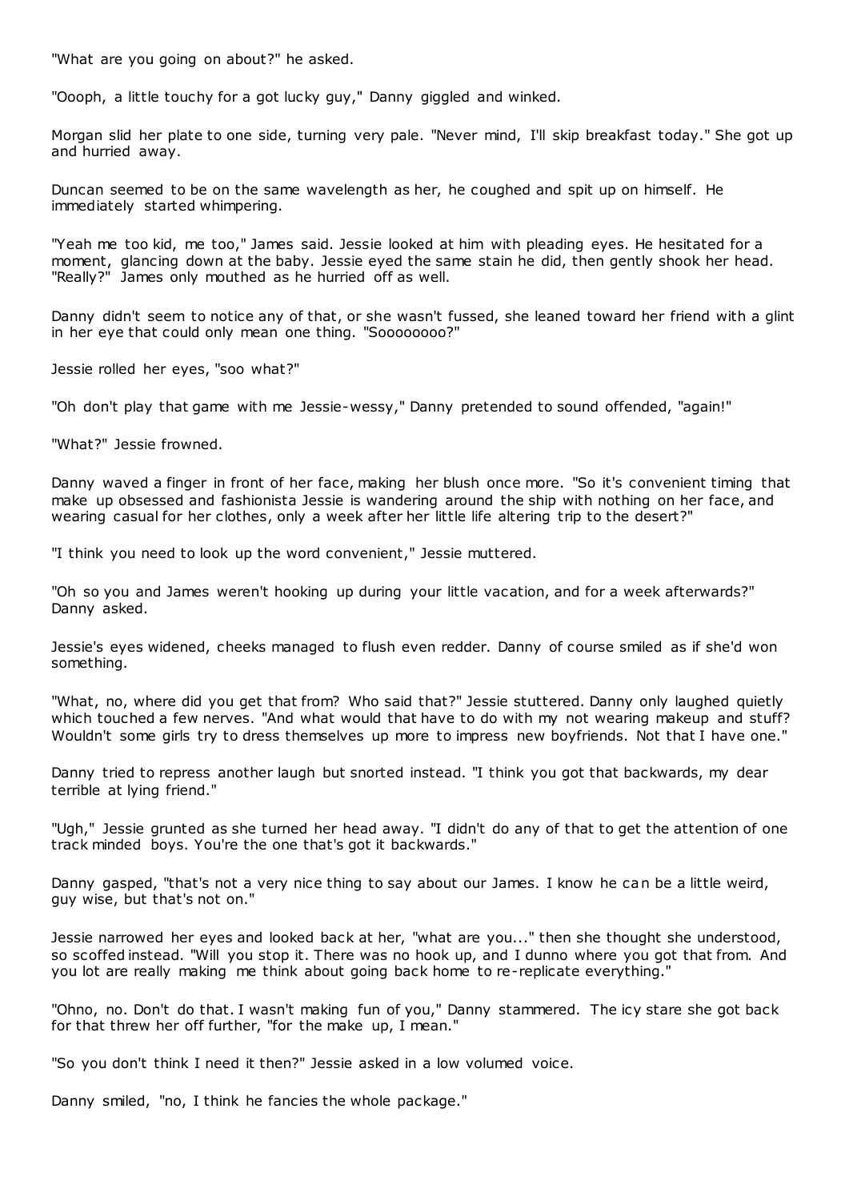"What are you going on about?" he asked.

"Oooph, a little touchy for a got lucky guy," Danny giggled and winked.

Morgan slid her plate to one side, turning very pale. "Never mind, I'll skip breakfast today." She got up and hurried away.

Duncan seemed to be on the same wavelength as her, he coughed and spit up on himself. He immediately started whimpering.

"Yeah me too kid, me too," James said. Jessie looked at him with pleading eyes. He hesitated for a moment, glancing down at the baby. Jessie eyed the same stain he did, then gently shook her head. "Really?" James only mouthed as he hurried off as well.

Danny didn't seem to notice any of that, or she wasn't fussed, she leaned toward her friend with a glint in her eye that could only mean one thing. "Soooooooo?"

Jessie rolled her eyes, "soo what?"

"Oh don't play that game with me Jessie-wessy," Danny pretended to sound offended, "again!"

"What?" Jessie frowned.

Danny waved a finger in front of her face, making her blush once more. "So it's convenient timing that make up obsessed and fashionista Jessie is wandering around the ship with nothing on her face, and wearing casual for her clothes, only a week after her little life altering trip to the desert?"

"I think you need to look up the word convenient," Jessie muttered.

"Oh so you and James weren't hooking up during your little vacation, and for a week afterwards?" Danny asked.

Jessie's eyes widened, cheeks managed to flush even redder. Danny of course smiled as if she'd won something.

"What, no, where did you get that from? Who said that?" Jessie stuttered. Danny only laughed quietly which touched a few nerves. "And what would that have to do with my not wearing makeup and stuff? Wouldn't some girls try to dress themselves up more to impress new boyfriends. Not that I have one."

Danny tried to repress another laugh but snorted instead. "I think you got that backwards, my dear terrible at lying friend."

"Ugh," Jessie grunted as she turned her head away. "I didn't do any of that to get the attention of one track minded boys. You're the one that's got it backwards."

Danny gasped, "that's not a very nice thing to say about our James. I know he can be a little weird, guy wise, but that's not on."

Jessie narrowed her eyes and looked back at her, "what are you..." then she thought she understood, so scoffed instead. "Will you stop it. There was no hook up, and I dunno where you got that from. And you lot are really making me think about going back home to re-replicate everything."

"Ohno, no. Don't do that. I wasn't making fun of you," Danny stammered. The icy stare she got back for that threw her off further, "for the make up, I mean."

"So you don't think I need it then?" Jessie asked in a low volumed voice.

Danny smiled, "no, I think he fancies the whole package."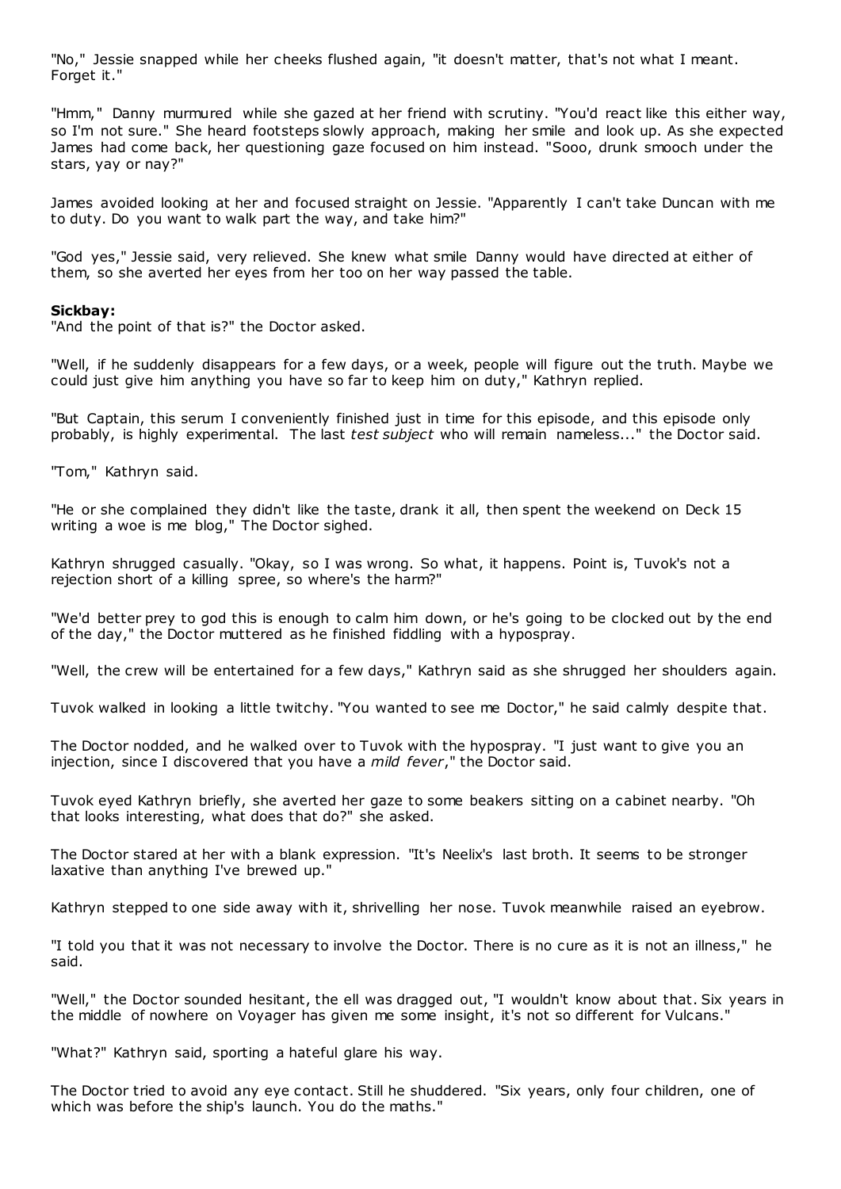"No," Jessie snapped while her cheeks flushed again, "it doesn't matter, that's not what I meant. Forget it."

"Hmm," Danny murmured while she gazed at her friend with scrutiny. "You'd react like this either way, so I'm not sure." She heard footsteps slowly approach, making her smile and look up. As she expected James had come back, her questioning gaze focused on him instead. "Sooo, drunk smooch under the stars, yay or nay?"

James avoided looking at her and focused straight on Jessie. "Apparently I can't take Duncan with me to duty. Do you want to walk part the way, and take him?"

"God yes," Jessie said, very relieved. She knew what smile Danny would have directed at either of them, so she averted her eyes from her too on her way passed the table.

**Sickbay:**

"And the point of that is?" the Doctor asked.

"Well, if he suddenly disappears for a few days, or a week, people will figure out the truth. Maybe we could just give him anything you have so far to keep him on duty," Kathryn replied.

"But Captain, this serum I conveniently finished just in time for this episode, and this episode only probably, is highly experimental. The last *test subject* who will remain nameless..." the Doctor said.

"Tom," Kathryn said.

"He or she complained they didn't like the taste, drank it all, then spent the weekend on Deck 15 writing a woe is me blog," The Doctor sighed.

Kathryn shrugged casually. "Okay, so I was wrong. So what, it happens. Point is, Tuvok's not a rejection short of a killing spree, so where's the harm?"

"We'd better prey to god this is enough to calm him down, or he's going to be clocked out by the end of the day," the Doctor muttered as he finished fiddling with a hypospray.

"Well, the crew will be entertained for a few days," Kathryn said as she shrugged her shoulders again.

Tuvok walked in looking a little twitchy. "You wanted to see me Doctor," he said calmly despite that.

The Doctor nodded, and he walked over to Tuvok with the hypospray. "I just want to give you an injection, since I discovered that you have a *mild fever*," the Doctor said.

Tuvok eyed Kathryn briefly, she averted her gaze to some beakers sitting on a cabinet nearby. "Oh that looks interesting, what does that do?" she asked.

The Doctor stared at her with a blank expression. "It's Neelix's last broth. It seems to be stronger laxative than anything I've brewed up."

Kathryn stepped to one side away with it, shrivelling her nose. Tuvok meanwhile raised an eyebrow.

"I told you that it was not necessary to involve the Doctor. There is no cure as it is not an illness," he said.

"Well," the Doctor sounded hesitant, the ell was dragged out, "I wouldn't know about that. Six years in the middle of nowhere on Voyager has given me some insight, it's not so different for Vulcans."

"What?" Kathryn said, sporting a hateful glare his way.

The Doctor tried to avoid any eye contact. Still he shuddered. "Six years, only four children, one of which was before the ship's launch. You do the maths."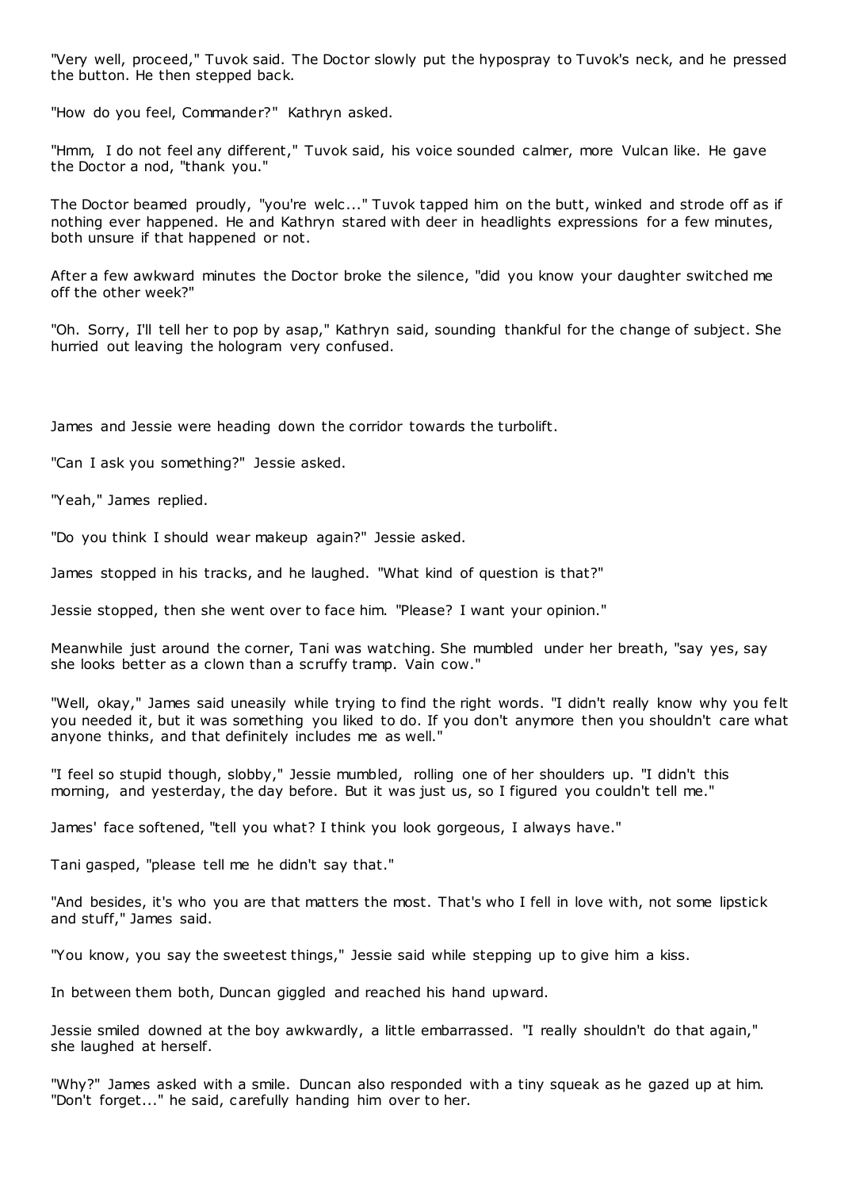"Very well, proceed," Tuvok said. The Doctor slowly put the hypospray to Tuvok's neck, and he pressed the button. He then stepped back.

"How do you feel, Commander?" Kathryn asked.

"Hmm, I do not feel any different," Tuvok said, his voice sounded calmer, more Vulcan like. He gave the Doctor a nod, "thank you."

The Doctor beamed proudly, "you're welc..." Tuvok tapped him on the butt, winked and strode off as if nothing ever happened. He and Kathryn stared with deer in headlights expressions for a few minutes, both unsure if that happened or not.

After a few awkward minutes the Doctor broke the silence, "did you know your daughter switched me off the other week?"

"Oh. Sorry, I'll tell her to pop by asap," Kathryn said, sounding thankful for the change of subject. She hurried out leaving the hologram very confused.

James and Jessie were heading down the corridor towards the turbolift.

"Can I ask you something?" Jessie asked.

"Yeah," James replied.

"Do you think I should wear makeup again?" Jessie asked.

James stopped in his tracks, and he laughed. "What kind of question is that?"

Jessie stopped, then she went over to face him. "Please? I want your opinion."

Meanwhile just around the corner, Tani was watching. She mumbled under her breath, "say yes, say she looks better as a clown than a scruffy tramp. Vain cow."

"Well, okay," James said uneasily while trying to find the right words. "I didn't really know why you felt you needed it, but it was something you liked to do. If you don't anymore then you shouldn't care what anyone thinks, and that definitely includes me as well."

"I feel so stupid though, slobby," Jessie mumbled, rolling one of her shoulders up. "I didn't this morning, and yesterday, the day before. But it was just us, so I figured you couldn't tell me."

James' face softened, "tell you what? I think you look gorgeous, I always have."

Tani gasped, "please tell me he didn't say that."

"And besides, it's who you are that matters the most. That's who I fell in love with, not some lipstick and stuff," James said.

"You know, you say the sweetest things," Jessie said while stepping up to give him a kiss.

In between them both, Duncan giggled and reached his hand upward.

Jessie smiled downed at the boy awkwardly, a little embarrassed. "I really shouldn't do that again," she laughed at herself.

"Why?" James asked with a smile. Duncan also responded with a tiny squeak as he gazed up at him. "Don't forget..." he said, carefully handing him over to her.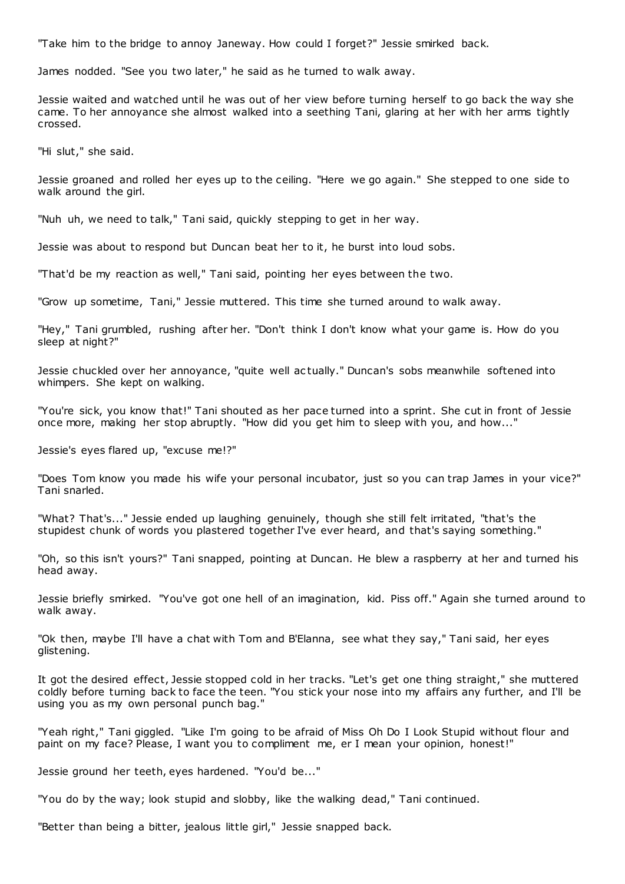"Take him to the bridge to annoy Janeway. How could I forget?" Jessie smirked back.

James nodded. "See you two later," he said as he turned to walk away.

Jessie waited and watched until he was out of her view before turning herself to go back the way she came. To her annoyance she almost walked into a seething Tani, glaring at her with her arms tightly crossed.

"Hi slut," she said.

Jessie groaned and rolled her eyes up to the ceiling. "Here we go again." She stepped to one side to walk around the girl.

"Nuh uh, we need to talk," Tani said, quickly stepping to get in her way.

Jessie was about to respond but Duncan beat her to it, he burst into loud sobs.

"That'd be my reaction as well," Tani said, pointing her eyes between the two.

"Grow up sometime, Tani," Jessie muttered. This time she turned around to walk away.

"Hey," Tani grumbled, rushing after her. "Don't think I don't know what your game is. How do you sleep at night?"

Jessie chuckled over her annoyance, "quite well actually." Duncan's sobs meanwhile softened into whimpers. She kept on walking.

"You're sick, you know that!" Tani shouted as her pace turned into a sprint. She cut in front of Jessie once more, making her stop abruptly. "How did you get him to sleep with you, and how..."

Jessie's eyes flared up, "excuse me!?"

"Does Tom know you made his wife your personal incubator, just so you can trap James in your vice?" Tani snarled.

"What? That's..." Jessie ended up laughing genuinely, though she still felt irritated, "that's the stupidest chunk of words you plastered together I've ever heard, and that's saying something."

"Oh, so this isn't yours?" Tani snapped, pointing at Duncan. He blew a raspberry at her and turned his head away.

Jessie briefly smirked. "You've got one hell of an imagination, kid. Piss off." Again she turned around to walk away.

"Ok then, maybe I'll have a chat with Tom and B'Elanna, see what they say," Tani said, her eyes glistening.

It got the desired effect, Jessie stopped cold in her tracks. "Let's get one thing straight," she muttered coldly before turning back to face the teen. "You stick your nose into my affairs any further, and I'll be using you as my own personal punch bag."

"Yeah right," Tani giggled. "Like I'm going to be afraid of Miss Oh Do I Look Stupid without flour and paint on my face? Please, I want you to compliment me, er I mean your opinion, honest!"

Jessie ground her teeth, eyes hardened. "You'd be..."

"You do by the way; look stupid and slobby, like the walking dead," Tani continued.

"Better than being a bitter, jealous little girl," Jessie snapped back.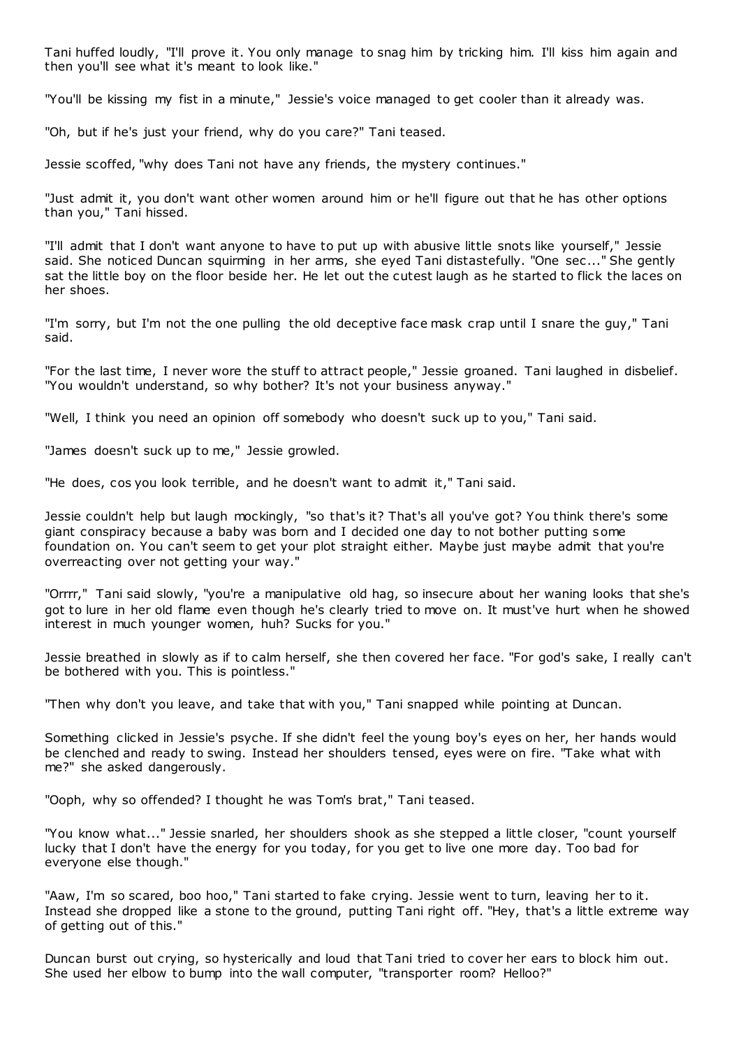Tani huffed loudly, "I'll prove it. You only manage to snag him by tricking him. I'll kiss him again and then you'll see what it's meant to look like."

"You'll be kissing my fist in a minute," Jessie's voice managed to get cooler than it already was.

"Oh, but if he's just your friend, why do you care?" Tani teased.

Jessie scoffed, "why does Tani not have any friends, the mystery continues."

"Just admit it, you don't want other women around him or he'll figure out that he has other options than you," Tani hissed.

"I'll admit that I don't want anyone to have to put up with abusive little snots like yourself," Jessie said. She noticed Duncan squirming in her arms, she eyed Tani distastefully. "One sec..." She gently sat the little boy on the floor beside her. He let out the cutest laugh as he started to flick the laces on her shoes.

"I'm sorry, but I'm not the one pulling the old deceptive face mask crap until I snare the guy," Tani said.

"For the last time, I never wore the stuff to attract people," Jessie groaned. Tani laughed in disbelief. "You wouldn't understand, so why bother? It's not your business anyway."

"Well, I think you need an opinion off somebody who doesn't suck up to you," Tani said.

"James doesn't suck up to me," Jessie growled.

"He does, cos you look terrible, and he doesn't want to admit it," Tani said.

Jessie couldn't help but laugh mockingly, "so that's it? That's all you've got? You think there's some giant conspiracy because a baby was born and I decided one day to not bother putting some foundation on. You can't seem to get your plot straight either. Maybe just maybe admit that you're overreacting over not getting your way."

"Orrrr," Tani said slowly, "you're a manipulative old hag, so insecure about her waning looks that she's got to lure in her old flame even though he's clearly tried to move on. It must've hurt when he showed interest in much younger women, huh? Sucks for you."

Jessie breathed in slowly as if to calm herself, she then covered her face. "For god's sake, I really can't be bothered with you. This is pointless."

"Then why don't you leave, and take that with you," Tani snapped while pointing at Duncan.

Something clicked in Jessie's psyche. If she didn't feel the young boy's eyes on her, her hands would be clenched and ready to swing. Instead her shoulders tensed, eyes were on fire. "Take what with me?" she asked dangerously.

"Ooph, why so offended? I thought he was Tom's brat," Tani teased.

"You know what..." Jessie snarled, her shoulders shook as she stepped a little closer, "count yourself lucky that I don't have the energy for you today, for you get to live one more day. Too bad for everyone else though."

"Aaw, I'm so scared, boo hoo," Tani started to fake crying. Jessie went to turn, leaving her to it. Instead she dropped like a stone to the ground, putting Tani right off. "Hey, that's a little extreme way of getting out of this."

Duncan burst out crying, so hysterically and loud that Tani tried to cover her ears to block him out. She used her elbow to bump into the wall computer, "transporter room? Helloo?"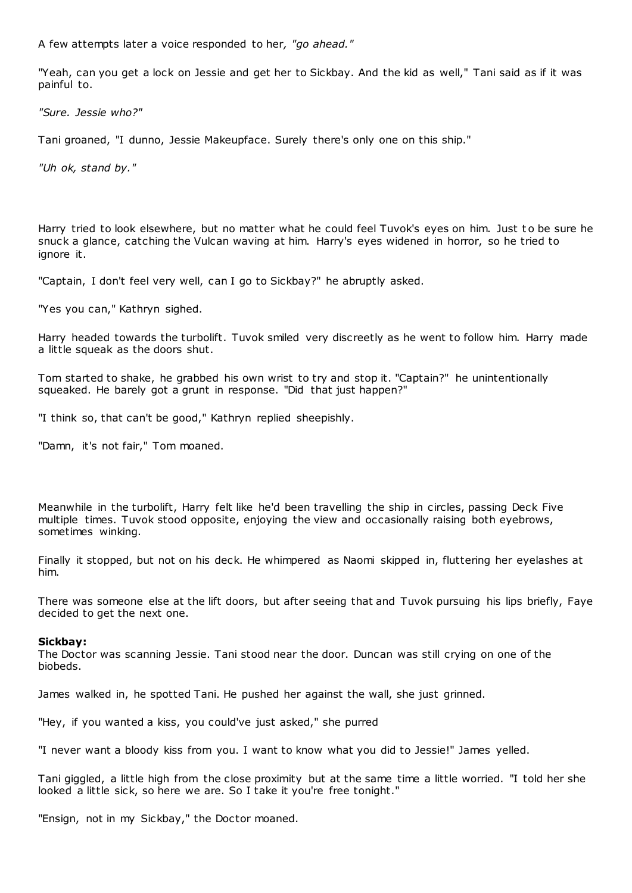A few attempts later a voice responded to her, *"go ahead."*

"Yeah, can you get a lock on Jessie and get her to Sickbay. And the kid as well," Tani said as if it was painful to.

*"Sure. Jessie who?"*

Tani groaned, "I dunno, Jessie Makeupface. Surely there's only one on this ship."

*"Uh ok, stand by."*

Harry tried to look elsewhere, but no matter what he could feel Tuvok's eyes on him. Just to be sure he snuck a glance, catching the Vulcan waving at him. Harry's eyes widened in horror, so he tried to ignore it.

"Captain, I don't feel very well, can I go to Sickbay?" he abruptly asked.

"Yes you can," Kathryn sighed.

Harry headed towards the turbolift. Tuvok smiled very discreetly as he went to follow him. Harry made a little squeak as the doors shut.

Tom started to shake, he grabbed his own wrist to try and stop it. "Captain?" he unintentionally squeaked. He barely got a grunt in response. "Did that just happen?"

"I think so, that can't be good," Kathryn replied sheepishly.

"Damn, it's not fair," Tom moaned.

Meanwhile in the turbolift, Harry felt like he'd been travelling the ship in circles, passing Deck Five multiple times. Tuvok stood opposite, enjoying the view and occasionally raising both eyebrows, sometimes winking.

Finally it stopped, but not on his deck. He whimpered as Naomi skipped in, fluttering her eyelashes at him.

There was someone else at the lift doors, but after seeing that and Tuvok pursuing his lips briefly, Faye decided to get the next one.

**Sickbay:**
The Doctor was scanning Jessie. Tani stood near the door. Duncan was still crying on one of the biobeds.

James walked in, he spotted Tani. He pushed her against the wall, she just grinned.

"Hey, if you wanted a kiss, you could've just asked," she purred

"I never want a bloody kiss from you. I want to know what you did to Jessie!" James yelled.

Tani giggled, a little high from the close proximity but at the same time a little worried. "I told her she looked a little sick, so here we are. So I take it you're free tonight."

"Ensign, not in my Sickbay," the Doctor moaned.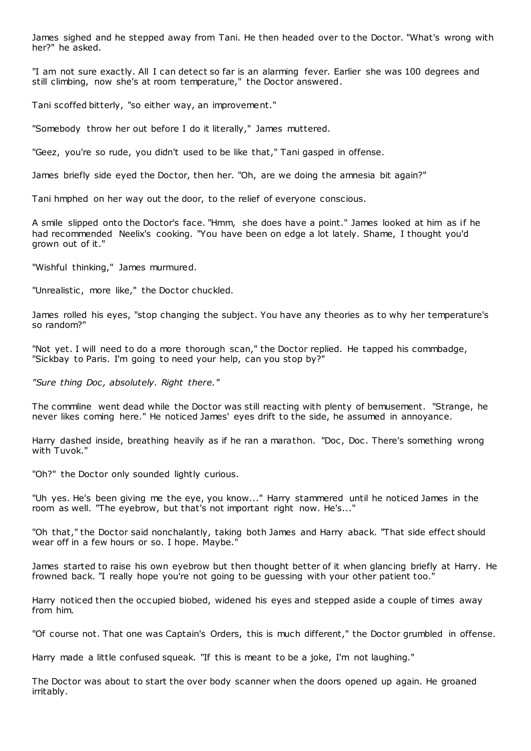James sighed and he stepped away from Tani. He then headed over to the Doctor. "What's wrong with her?" he asked.

"I am not sure exactly. All I can detect so far is an alarming fever. Earlier she was 100 degrees and still climbing, now she's at room temperature," the Doctor answered.

Tani scoffed bitterly, "so either way, an improvement."

"Somebody throw her out before I do it literally," James muttered.

"Geez, you're so rude, you didn't used to be like that," Tani gasped in offense.

James briefly side eyed the Doctor, then her. "Oh, are we doing the amnesia bit again?"

Tani hmphed on her way out the door, to the relief of everyone conscious.

A smile slipped onto the Doctor's face. "Hmm, she does have a point." James looked at him as if he had recommended Neelix's cooking. "You have been on edge a lot lately. Shame, I thought you'd grown out of it."

"Wishful thinking," James murmured.

"Unrealistic, more like," the Doctor chuckled.

James rolled his eyes, "stop changing the subject. You have any theories as to why her temperature's so random?"

"Not yet. I will need to do a more thorough scan," the Doctor replied. He tapped his commbadge, "Sickbay to Paris. I'm going to need your help, can you stop by?"

*"Sure thing Doc, absolutely. Right there."*

The commline went dead while the Doctor was still reacting with plenty of bemusement. "Strange, he never likes coming here." He noticed James' eyes drift to the side, he assumed in annoyance.

Harry dashed inside, breathing heavily as if he ran a marathon. "Doc, Doc. There's something wrong with Tuvok."

"Oh?" the Doctor only sounded lightly curious.

"Uh yes. He's been giving me the eye, you know..." Harry stammered until he noticed James in the room as well. "The eyebrow, but that's not important right now. He's..."

"Oh that," the Doctor said nonchalantly, taking both James and Harry aback. "That side effect should wear off in a few hours or so. I hope. Maybe."

James started to raise his own eyebrow but then thought better of it when glancing briefly at Harry. He frowned back. "I really hope you're not going to be guessing with your other patient too."

Harry noticed then the occupied biobed, widened his eyes and stepped aside a couple of times away from him.

"Of course not. That one was Captain's Orders, this is much different," the Doctor grumbled in offense.

Harry made a little confused squeak. "If this is meant to be a joke, I'm not laughing."

The Doctor was about to start the over body scanner when the doors opened up again. He groaned irritably.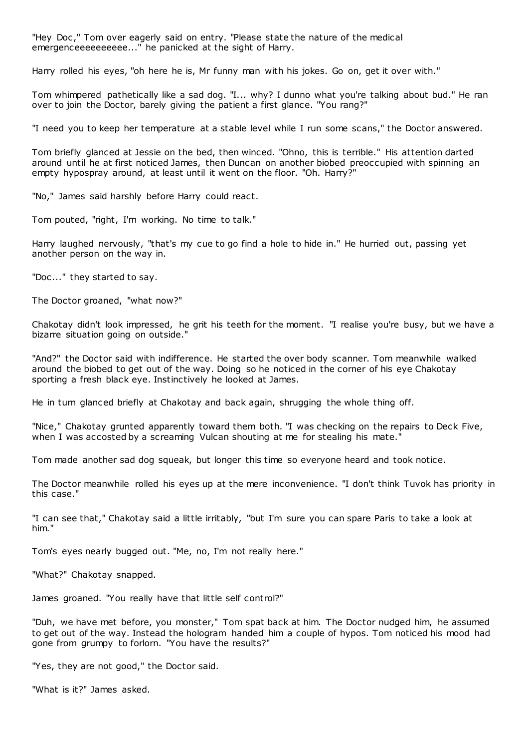"Hey Doc," Tom over eagerly said on entry. "Please state the nature of the medical emergenceeeeeeeeee..." he panicked at the sight of Harry.

Harry rolled his eyes, "oh here he is, Mr funny man with his jokes. Go on, get it over with."

Tom whimpered pathetically like a sad dog. "I... why? I dunno what you're talking about bud." He ran over to join the Doctor, barely giving the patient a first glance. "You rang?"

"I need you to keep her temperature at a stable level while I run some scans," the Doctor answered.

Tom briefly glanced at Jessie on the bed, then winced. "Ohno, this is terrible." His attention darted around until he at first noticed James, then Duncan on another biobed preoccupied with spinning an empty hypospray around, at least until it went on the floor. "Oh. Harry?"

"No," James said harshly before Harry could react.

Tom pouted, "right, I'm working. No time to talk."

Harry laughed nervously, "that's my cue to go find a hole to hide in." He hurried out, passing yet another person on the way in.

"Doc..." they started to say.

The Doctor groaned, "what now?"

Chakotay didn't look impressed, he grit his teeth for the moment. "I realise you're busy, but we have a bizarre situation going on outside."

"And?" the Doctor said with indifference. He started the over body scanner. Tom meanwhile walked around the biobed to get out of the way. Doing so he noticed in the corner of his eye Chakotay sporting a fresh black eye. Instinctively he looked at James.

He in turn glanced briefly at Chakotay and back again, shrugging the whole thing off.

"Nice," Chakotay grunted apparently toward them both. "I was checking on the repairs to Deck Five, when I was accosted by a screaming Vulcan shouting at me for stealing his mate."

Tom made another sad dog squeak, but longer this time so everyone heard and took notice.

The Doctor meanwhile rolled his eyes up at the mere inconvenience. "I don't think Tuvok has priority in this case."

"I can see that," Chakotay said a little irritably, "but I'm sure you can spare Paris to take a look at him."

Tom's eyes nearly bugged out. "Me, no, I'm not really here."

"What?" Chakotay snapped.

James groaned. "You really have that little self control?"

"Duh, we have met before, you monster," Tom spat back at him. The Doctor nudged him, he assumed to get out of the way. Instead the hologram handed him a couple of hypos. Tom noticed his mood had gone from grumpy to forlorn. "You have the results?"

"Yes, they are not good," the Doctor said.

"What is it?" James asked.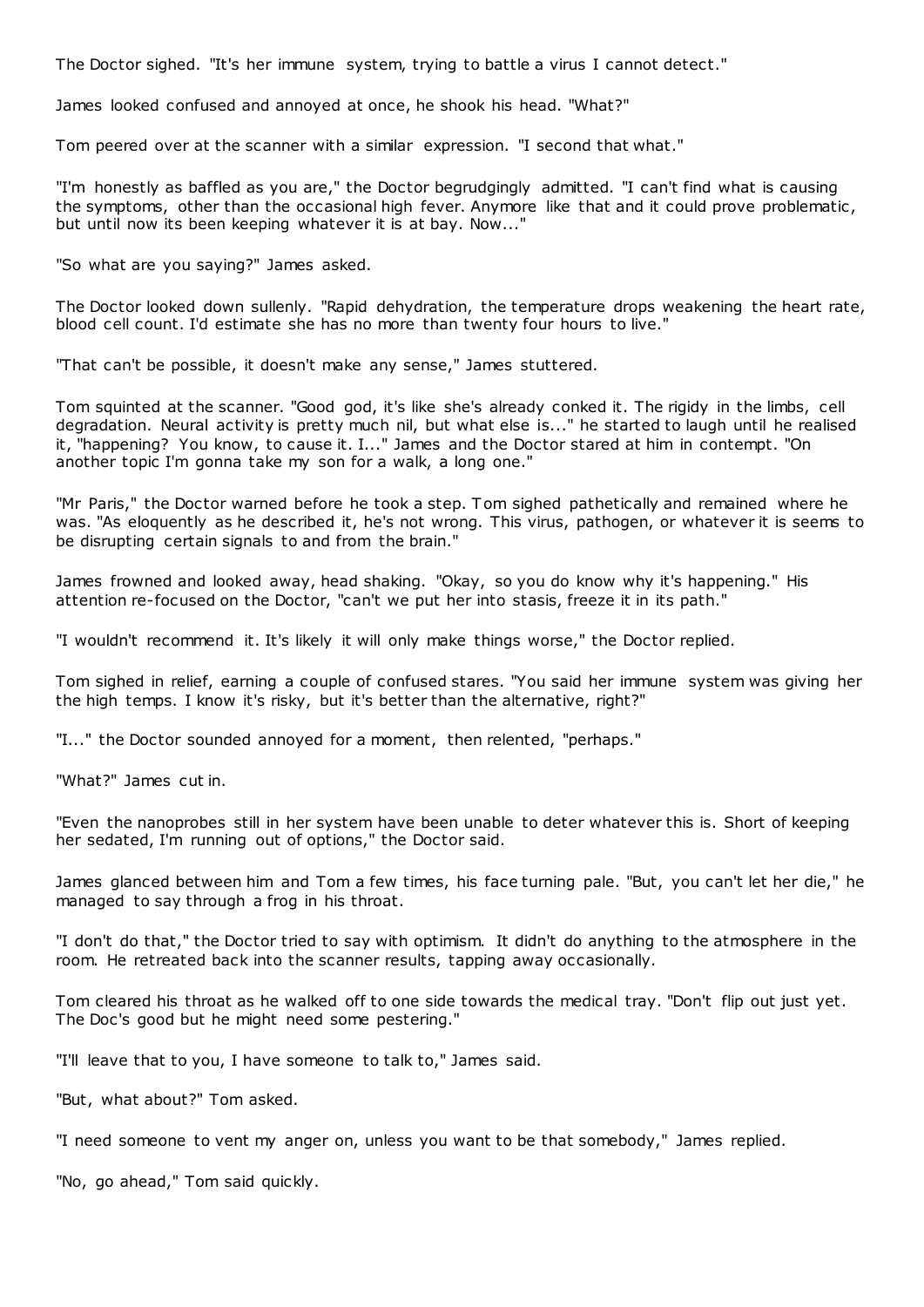The Doctor sighed. "It's her immune system, trying to battle a virus I cannot detect."

James looked confused and annoyed at once, he shook his head. "What?"

Tom peered over at the scanner with a similar expression. "I second that what."

"I'm honestly as baffled as you are," the Doctor begrudgingly admitted. "I can't find what is causing the symptoms, other than the occasional high fever. Anymore like that and it could prove problematic, but until now its been keeping whatever it is at bay. Now..."

"So what are you saying?" James asked.

The Doctor looked down sullenly. "Rapid dehydration, the temperature drops weakening the heart rate, blood cell count. I'd estimate she has no more than twenty four hours to live."

"That can't be possible, it doesn't make any sense," James stuttered.

Tom squinted at the scanner. "Good god, it's like she's already conked it. The rigidy in the limbs, cell degradation. Neural activity is pretty much nil, but what else is..." he started to laugh until he realised it, "happening? You know, to cause it. I..." James and the Doctor stared at him in contempt. "On another topic I'm gonna take my son for a walk, a long one."

"Mr Paris," the Doctor warned before he took a step. Tom sighed pathetically and remained where he was. "As eloquently as he described it, he's not wrong. This virus, pathogen, or whatever it is seems to be disrupting certain signals to and from the brain."

James frowned and looked away, head shaking. "Okay, so you do know why it's happening." His attention re-focused on the Doctor, "can't we put her into stasis, freeze it in its path."

"I wouldn't recommend it. It's likely it will only make things worse," the Doctor replied.

Tom sighed in relief, earning a couple of confused stares. "You said her immune system was giving her the high temps. I know it's risky, but it's better than the alternative, right?"

"I..." the Doctor sounded annoyed for a moment, then relented, "perhaps."

"What?" James cut in.

"Even the nanoprobes still in her system have been unable to deter whatever this is. Short of keeping her sedated, I'm running out of options," the Doctor said.

James glanced between him and Tom a few times, his face turning pale. "But, you can't let her die," he managed to say through a frog in his throat.

"I don't do that," the Doctor tried to say with optimism. It didn't do anything to the atmosphere in the room. He retreated back into the scanner results, tapping away occasionally.

Tom cleared his throat as he walked off to one side towards the medical tray. "Don't flip out just yet. The Doc's good but he might need some pestering."

"I'll leave that to you, I have someone to talk to," James said.

"But, what about?" Tom asked.

"I need someone to vent my anger on, unless you want to be that somebody," James replied.

"No, go ahead," Tom said quickly.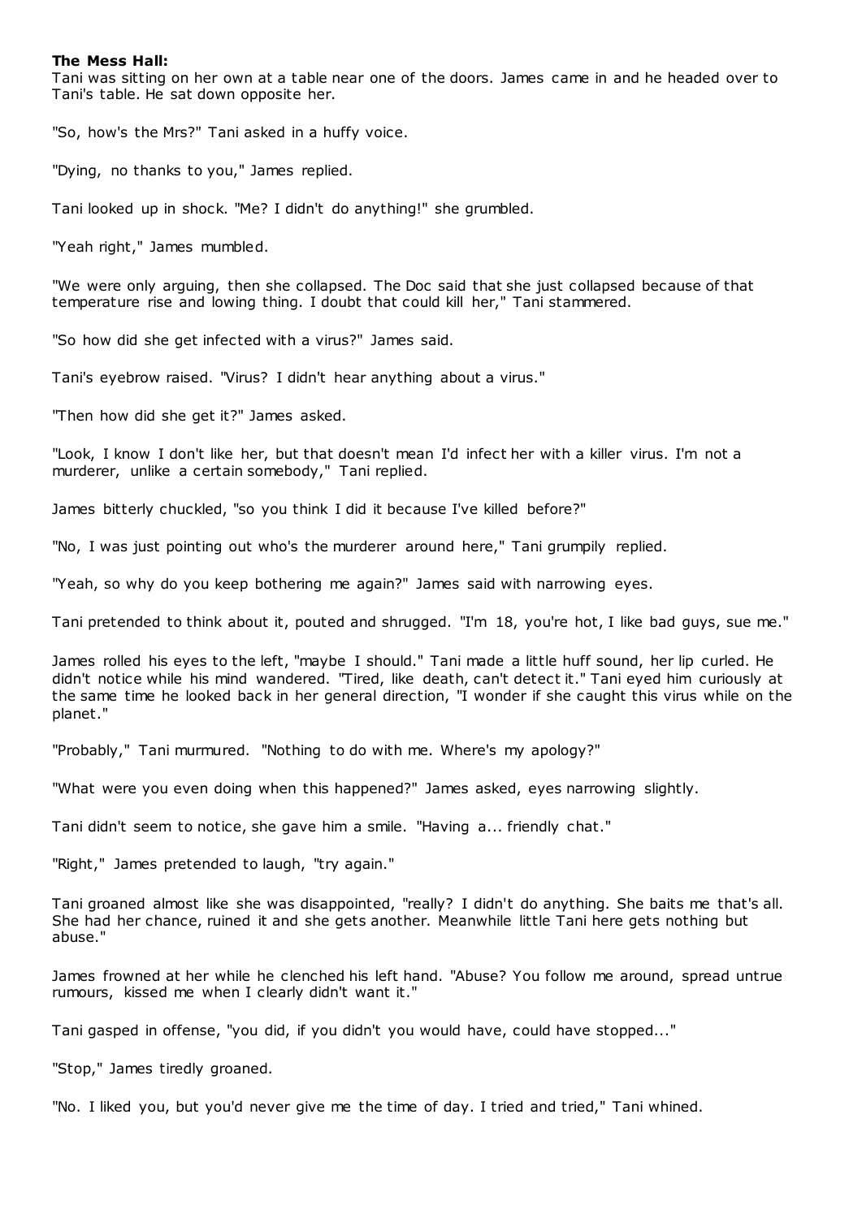**The Mess Hall:**

Tani was sitting on her own at a table near one of the doors. James came in and he headed over to Tani's table. He sat down opposite her.

"So, how's the Mrs?" Tani asked in a huffy voice.

"Dying, no thanks to you," James replied.

Tani looked up in shock. "Me? I didn't do anything!" she grumbled.

"Yeah right," James mumbled.

"We were only arguing, then she collapsed. The Doc said that she just collapsed because of that temperature rise and lowing thing. I doubt that could kill her," Tani stammered.

"So how did she get infected with a virus?" James said.

Tani's eyebrow raised. "Virus? I didn't hear anything about a virus."

"Then how did she get it?" James asked.

"Look, I know I don't like her, but that doesn't mean I'd infect her with a killer virus. I'm not a murderer, unlike a certain somebody," Tani replied.

James bitterly chuckled, "so you think I did it because I've killed before?"

"No, I was just pointing out who's the murderer around here," Tani grumpily replied.

"Yeah, so why do you keep bothering me again?" James said with narrowing eyes.

Tani pretended to think about it, pouted and shrugged. "I'm 18, you're hot, I like bad guys, sue me."

James rolled his eyes to the left, "maybe I should." Tani made a little huff sound, her lip curled. He didn't notice while his mind wandered. "Tired, like death, can't detect it." Tani eyed him curiously at the same time he looked back in her general direction, "I wonder if she caught this virus while on the planet."

"Probably," Tani murmured. "Nothing to do with me. Where's my apology?"

"What were you even doing when this happened?" James asked, eyes narrowing slightly.

Tani didn't seem to notice, she gave him a smile. "Having a... friendly chat."

"Right," James pretended to laugh, "try again."

Tani groaned almost like she was disappointed, "really? I didn't do anything. She baits me that's all. She had her chance, ruined it and she gets another. Meanwhile little Tani here gets nothing but abuse."

James frowned at her while he clenched his left hand. "Abuse? You follow me around, spread untrue rumours, kissed me when I clearly didn't want it."

Tani gasped in offense, "you did, if you didn't you would have, could have stopped..."

"Stop," James tiredly groaned.

"No. I liked you, but you'd never give me the time of day. I tried and tried," Tani whined.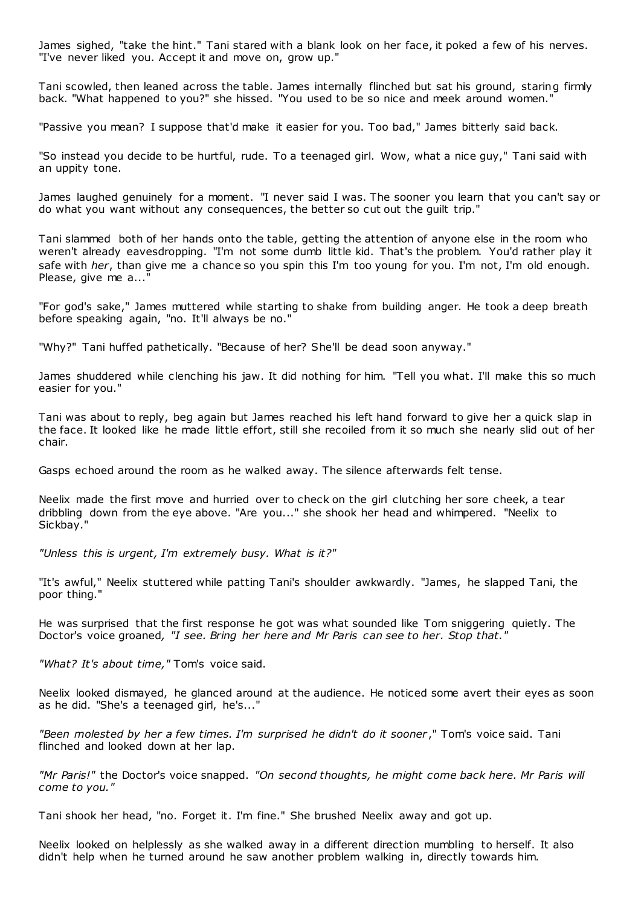James sighed, "take the hint." Tani stared with a blank look on her face, it poked a few of his nerves. "I've never liked you. Accept it and move on, grow up."

Tani scowled, then leaned across the table. James internally flinched but sat his ground, staring firmly back. "What happened to you?" she hissed. "You used to be so nice and meek around women."

"Passive you mean? I suppose that'd make it easier for you. Too bad," James bitterly said back.

"So instead you decide to be hurtful, rude. To a teenaged girl. Wow, what a nice guy," Tani said with an uppity tone.

James laughed genuinely for a moment. "I never said I was. The sooner you learn that you can't say or do what you want without any consequences, the better so cut out the guilt trip."

Tani slammed both of her hands onto the table, getting the attention of anyone else in the room who weren't already eavesdropping. "I'm not some dumb little kid. That's the problem. You'd rather play it safe with *her*, than give me a chance so you spin this I'm too young for you. I'm not, I'm old enough. Please, give me a..."

"For god's sake," James muttered while starting to shake from building anger. He took a deep breath before speaking again, "no. It'll always be no."

"Why?" Tani huffed pathetically. "Because of her? She'll be dead soon anyway."

James shuddered while clenching his jaw. It did nothing for him. "Tell you what. I'll make this so much easier for you."

Tani was about to reply, beg again but James reached his left hand forward to give her a quick slap in the face. It looked like he made little effort, still she recoiled from it so much she nearly slid out of her chair.

Gasps echoed around the room as he walked away. The silence afterwards felt tense.

Neelix made the first move and hurried over to check on the girl clutching her sore cheek, a tear dribbling down from the eye above. "Are you..." she shook her head and whimpered. "Neelix to Sickbay."

*"Unless this is urgent, I'm extremely busy. What is it?"*

"It's awful," Neelix stuttered while patting Tani's shoulder awkwardly. "James, he slapped Tani, the poor thing."

He was surprised that the first response he got was what sounded like Tom sniggering quietly. The Doctor's voice groaned*, "I see. Bring her here and Mr Paris can see to her. Stop that."*

*"What? It's about time,"* Tom's voice said.

Neelix looked dismayed, he glanced around at the audience. He noticed some avert their eyes as soon as he did. "She's a teenaged girl, he's..."

*"Been molested by her a few times. I'm surprised he didn't do it sooner*," Tom's voice said. Tani flinched and looked down at her lap.

*"Mr Paris!"* the Doctor's voice snapped. *"On second thoughts, he might come back here. Mr Paris will come to you."*

Tani shook her head, "no. Forget it. I'm fine." She brushed Neelix away and got up.

Neelix looked on helplessly as she walked away in a different direction mumbling to herself. It also didn't help when he turned around he saw another problem walking in, directly towards him.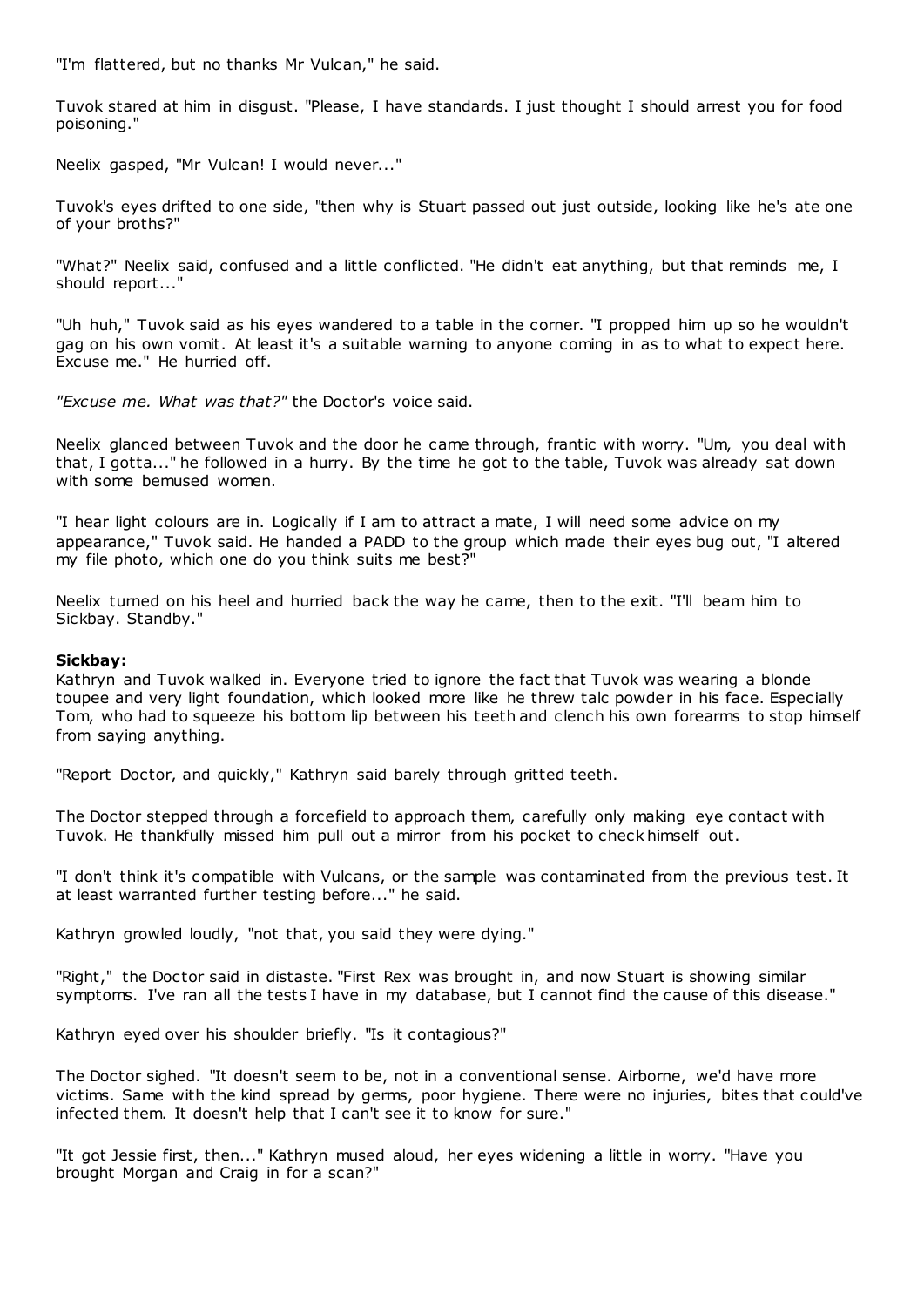"I'm flattered, but no thanks Mr Vulcan," he said.

Tuvok stared at him in disgust. "Please, I have standards. I just thought I should arrest you for food poisoning."

Neelix gasped, "Mr Vulcan! I would never..."

Tuvok's eyes drifted to one side, "then why is Stuart passed out just outside, looking like he's ate one of your broths?"

"What?" Neelix said, confused and a little conflicted. "He didn't eat anything, but that reminds me, I should report..."

"Uh huh," Tuvok said as his eyes wandered to a table in the corner. "I propped him up so he wouldn't gag on his own vomit. At least it's a suitable warning to anyone coming in as to what to expect here. Excuse me." He hurried off.

*"Excuse me. What was that?"* the Doctor's voice said.

Neelix glanced between Tuvok and the door he came through, frantic with worry. "Um, you deal with that, I gotta..." he followed in a hurry. By the time he got to the table, Tuvok was already sat down with some bemused women.

"I hear light colours are in. Logically if I am to attract a mate, I will need some advice on my appearance," Tuvok said. He handed a PADD to the group which made their eyes bug out, "I altered my file photo, which one do you think suits me best?"

Neelix turned on his heel and hurried back the way he came, then to the exit. "I'll beam him to Sickbay. Standby."

**Sickbay:**
Kathryn and Tuvok walked in. Everyone tried to ignore the fact that Tuvok was wearing a blonde toupee and very light foundation, which looked more like he threw talc powder in his face. Especially Tom, who had to squeeze his bottom lip between his teeth and clench his own forearms to stop himself from saying anything.

"Report Doctor, and quickly," Kathryn said barely through gritted teeth.

The Doctor stepped through a forcefield to approach them, carefully only making eye contact with Tuvok. He thankfully missed him pull out a mirror from his pocket to check himself out.

"I don't think it's compatible with Vulcans, or the sample was contaminated from the previous test. It at least warranted further testing before..." he said.

Kathryn growled loudly, "not that, you said they were dying."

"Right," the Doctor said in distaste. "First Rex was brought in, and now Stuart is showing similar symptoms. I've ran all the tests I have in my database, but I cannot find the cause of this disease."

Kathryn eyed over his shoulder briefly. "Is it contagious?"

The Doctor sighed. "It doesn't seem to be, not in a conventional sense. Airborne, we'd have more victims. Same with the kind spread by germs, poor hygiene. There were no injuries, bites that could've infected them. It doesn't help that I can't see it to know for sure."

"It got Jessie first, then..." Kathryn mused aloud, her eyes widening a little in worry. "Have you brought Morgan and Craig in for a scan?"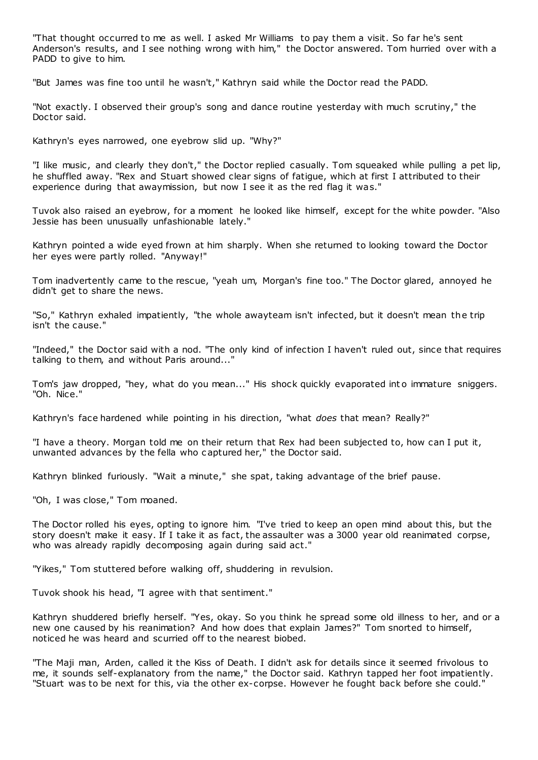"That thought occurred to me as well. I asked Mr Williams to pay them a visit. So far he's sent Anderson's results, and I see nothing wrong with him," the Doctor answered. Tom hurried over with a PADD to give to him.

"But James was fine too until he wasn't," Kathryn said while the Doctor read the PADD.

"Not exactly. I observed their group's song and dance routine yesterday with much scrutiny," the Doctor said.

Kathryn's eyes narrowed, one eyebrow slid up. "Why?"

"I like music, and clearly they don't," the Doctor replied casually. Tom squeaked while pulling a pet lip, he shuffled away. "Rex and Stuart showed clear signs of fatigue, which at first I attributed to their experience during that awaymission, but now I see it as the red flag it was."

Tuvok also raised an eyebrow, for a moment he looked like himself, except for the white powder. "Also Jessie has been unusually unfashionable lately."

Kathryn pointed a wide eyed frown at him sharply. When she returned to looking toward the Doctor her eyes were partly rolled. "Anyway!"

Tom inadvertently came to the rescue, "yeah um, Morgan's fine too." The Doctor glared, annoyed he didn't get to share the news.

"So," Kathryn exhaled impatiently, "the whole awayteam isn't infected, but it doesn't mean the trip isn't the cause."

"Indeed," the Doctor said with a nod. "The only kind of infection I haven't ruled out, since that requires talking to them, and without Paris around..."

Tom's jaw dropped, "hey, what do you mean..." His shock quickly evaporated into immature sniggers. "Oh. Nice."

Kathryn's face hardened while pointing in his direction, "what *does* that mean? Really?"

"I have a theory. Morgan told me on their return that Rex had been subjected to, how can I put it, unwanted advances by the fella who captured her," the Doctor said.

Kathryn blinked furiously. "Wait a minute," she spat, taking advantage of the brief pause.

"Oh, I was close," Tom moaned.

The Doctor rolled his eyes, opting to ignore him. "I've tried to keep an open mind about this, but the story doesn't make it easy. If I take it as fact, the assaulter was a 3000 year old reanimated corpse, who was already rapidly decomposing again during said act."

"Yikes," Tom stuttered before walking off, shuddering in revulsion.

Tuvok shook his head, "I agree with that sentiment."

Kathryn shuddered briefly herself. "Yes, okay. So you think he spread some old illness to her, and or a new one caused by his reanimation? And how does that explain James?" Tom snorted to himself, noticed he was heard and scurried off to the nearest biobed.

"The Maji man, Arden, called it the Kiss of Death. I didn't ask for details since it seemed frivolous to me, it sounds self-explanatory from the name," the Doctor said. Kathryn tapped her foot impatiently. "Stuart was to be next for this, via the other ex-corpse. However he fought back before she could."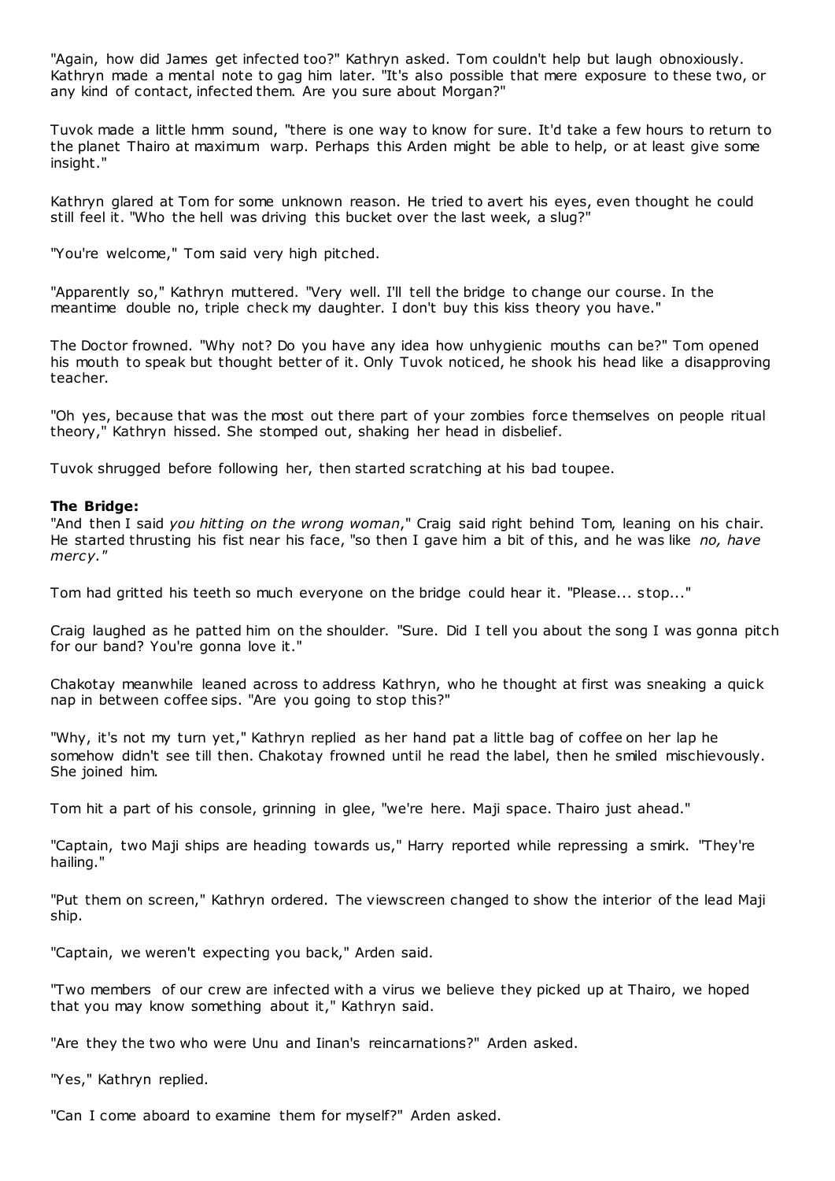"Again, how did James get infected too?" Kathryn asked. Tom couldn't help but laugh obnoxiously. Kathryn made a mental note to gag him later. "It's also possible that mere exposure to these two, or any kind of contact, infected them. Are you sure about Morgan?"

Tuvok made a little hmm sound, "there is one way to know for sure. It'd take a few hours to return to the planet Thairo at maximum warp. Perhaps this Arden might be able to help, or at least give some insight."

Kathryn glared at Tom for some unknown reason. He tried to avert his eyes, even thought he could still feel it. "Who the hell was driving this bucket over the last week, a slug?"

"You're welcome," Tom said very high pitched.

"Apparently so," Kathryn muttered. "Very well. I'll tell the bridge to change our course. In the meantime double no, triple check my daughter. I don't buy this kiss theory you have."

The Doctor frowned. "Why not? Do you have any idea how unhygienic mouths can be?" Tom opened his mouth to speak but thought better of it. Only Tuvok noticed, he shook his head like a disapproving teacher.

"Oh yes, because that was the most out there part of your zombies force themselves on people ritual theory," Kathryn hissed. She stomped out, shaking her head in disbelief.

Tuvok shrugged before following her, then started scratching at his bad toupee.

**The Bridge:**

"And then I said *you hitting on the wrong woman*," Craig said right behind Tom, leaning on his chair. He started thrusting his fist near his face, "so then I gave him a bit of this, and he was like *no, have mercy."*

Tom had gritted his teeth so much everyone on the bridge could hear it. "Please... stop..."

Craig laughed as he patted him on the shoulder. "Sure. Did I tell you about the song I was gonna pitch for our band? You're gonna love it."

Chakotay meanwhile leaned across to address Kathryn, who he thought at first was sneaking a quick nap in between coffee sips. "Are you going to stop this?"

"Why, it's not my turn yet," Kathryn replied as her hand pat a little bag of coffee on her lap he somehow didn't see till then. Chakotay frowned until he read the label, then he smiled mischievously. She joined him.

Tom hit a part of his console, grinning in glee, "we're here. Maji space. Thairo just ahead."

"Captain, two Maji ships are heading towards us," Harry reported while repressing a smirk. "They're hailing."

"Put them on screen," Kathryn ordered. The viewscreen changed to show the interior of the lead Maji ship.

"Captain, we weren't expecting you back," Arden said.

"Two members of our crew are infected with a virus we believe they picked up at Thairo, we hoped that you may know something about it," Kathryn said.

"Are they the two who were Unu and Iinan's reincarnations?" Arden asked.

"Yes," Kathryn replied.

"Can I come aboard to examine them for myself?" Arden asked.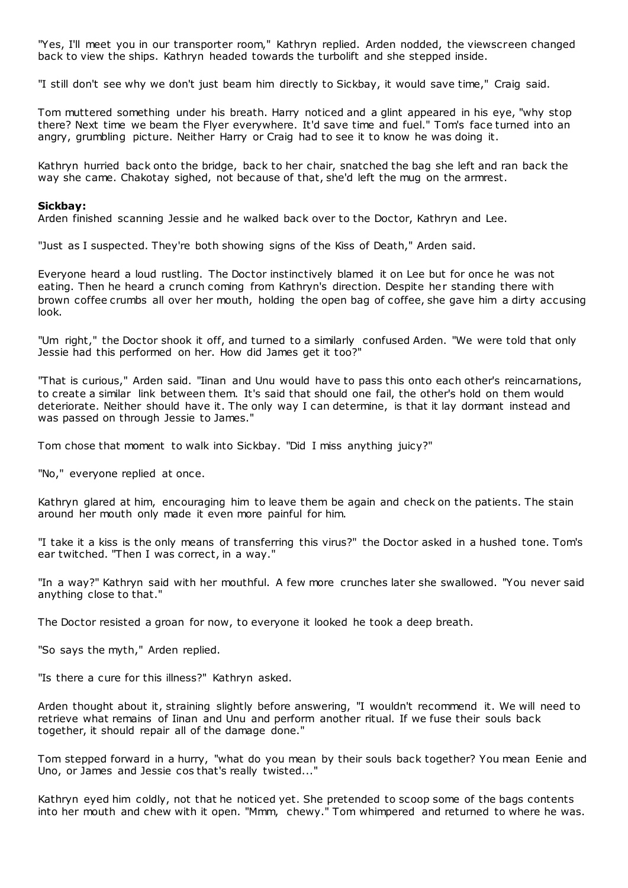"Yes, I'll meet you in our transporter room," Kathryn replied. Arden nodded, the viewscreen changed back to view the ships. Kathryn headed towards the turbolift and she stepped inside.

"I still don't see why we don't just beam him directly to Sickbay, it would save time," Craig said.

Tom muttered something under his breath. Harry noticed and a glint appeared in his eye, "why stop there? Next time we beam the Flyer everywhere. It'd save time and fuel." Tom's face turned into an angry, grumbling picture. Neither Harry or Craig had to see it to know he was doing it.

Kathryn hurried back onto the bridge, back to her chair, snatched the bag she left and ran back the way she came. Chakotay sighed, not because of that, she'd left the mug on the armrest.

**Sickbay:**

Arden finished scanning Jessie and he walked back over to the Doctor, Kathryn and Lee.

"Just as I suspected. They're both showing signs of the Kiss of Death," Arden said.

Everyone heard a loud rustling. The Doctor instinctively blamed it on Lee but for once he was not eating. Then he heard a crunch coming from Kathryn's direction. Despite her standing there with brown coffee crumbs all over her mouth, holding the open bag of coffee, she gave him a dirty accusing look.

"Um right," the Doctor shook it off, and turned to a similarly confused Arden. "We were told that only Jessie had this performed on her. How did James get it too?"

"That is curious," Arden said. "Iinan and Unu would have to pass this onto each other's reincarnations, to create a similar link between them. It's said that should one fail, the other's hold on them would deteriorate. Neither should have it. The only way I can determine, is that it lay dormant instead and was passed on through Jessie to James."

Tom chose that moment to walk into Sickbay. "Did I miss anything juicy?"

"No," everyone replied at once.

Kathryn glared at him, encouraging him to leave them be again and check on the patients. The stain around her mouth only made it even more painful for him.

"I take it a kiss is the only means of transferring this virus?" the Doctor asked in a hushed tone. Tom's ear twitched. "Then I was correct, in a way."

"In a way?" Kathryn said with her mouthful. A few more crunches later she swallowed. "You never said anything close to that."

The Doctor resisted a groan for now, to everyone it looked he took a deep breath.

"So says the myth," Arden replied.

"Is there a cure for this illness?" Kathryn asked.

Arden thought about it, straining slightly before answering, "I wouldn't recommend it. We will need to retrieve what remains of Iinan and Unu and perform another ritual. If we fuse their souls back together, it should repair all of the damage done."

Tom stepped forward in a hurry, "what do you mean by their souls back together? You mean Eenie and Uno, or James and Jessie cos that's really twisted..."

Kathryn eyed him coldly, not that he noticed yet. She pretended to scoop some of the bags contents into her mouth and chew with it open. "Mmm, chewy." Tom whimpered and returned to where he was.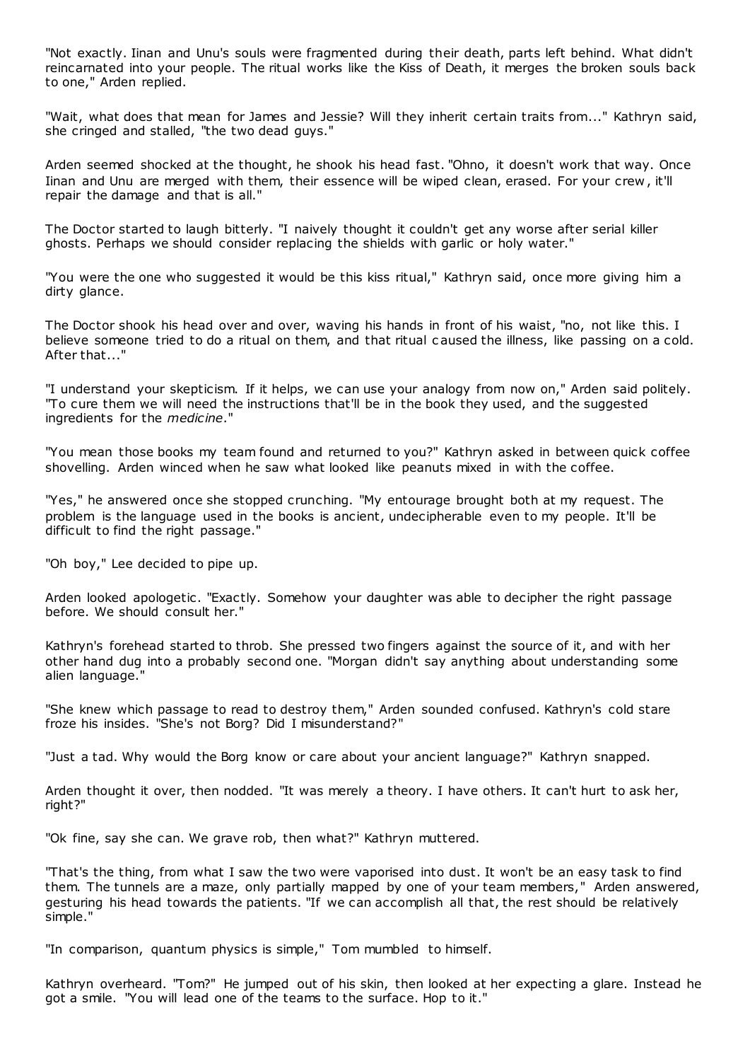"Not exactly. Iinan and Unu's souls were fragmented during their death, parts left behind. What didn't reincarnated into your people. The ritual works like the Kiss of Death, it merges the broken souls back to one," Arden replied.

"Wait, what does that mean for James and Jessie? Will they inherit certain traits from..." Kathryn said, she cringed and stalled, "the two dead guys."

Arden seemed shocked at the thought, he shook his head fast. "Ohno, it doesn't work that way. Once Iinan and Unu are merged with them, their essence will be wiped clean, erased. For your crew, it'll repair the damage and that is all."

The Doctor started to laugh bitterly. "I naively thought it couldn't get any worse after serial killer ghosts. Perhaps we should consider replacing the shields with garlic or holy water."

"You were the one who suggested it would be this kiss ritual," Kathryn said, once more giving him a dirty glance.

The Doctor shook his head over and over, waving his hands in front of his waist, "no, not like this. I believe someone tried to do a ritual on them, and that ritual caused the illness, like passing on a cold. After that..."

"I understand your skepticism. If it helps, we can use your analogy from now on," Arden said politely. "To cure them we will need the instructions that'll be in the book they used, and the suggested ingredients for the *medicine*."

"You mean those books my team found and returned to you?" Kathryn asked in between quick coffee shovelling. Arden winced when he saw what looked like peanuts mixed in with the coffee.

"Yes," he answered once she stopped crunching. "My entourage brought both at my request. The problem is the language used in the books is ancient, undecipherable even to my people. It'll be difficult to find the right passage."

"Oh boy," Lee decided to pipe up.

Arden looked apologetic. "Exactly. Somehow your daughter was able to decipher the right passage before. We should consult her."

Kathryn's forehead started to throb. She pressed two fingers against the source of it, and with her other hand dug into a probably second one. "Morgan didn't say anything about understanding some alien language."

"She knew which passage to read to destroy them," Arden sounded confused. Kathryn's cold stare froze his insides. "She's not Borg? Did I misunderstand?"

"Just a tad. Why would the Borg know or care about your ancient language?" Kathryn snapped.

Arden thought it over, then nodded. "It was merely a theory. I have others. It can't hurt to ask her, right?"

"Ok fine, say she can. We grave rob, then what?" Kathryn muttered.

"That's the thing, from what I saw the two were vaporised into dust. It won't be an easy task to find them. The tunnels are a maze, only partially mapped by one of your team members," Arden answered, gesturing his head towards the patients. "If we can accomplish all that, the rest should be relatively simple."

"In comparison, quantum physics is simple," Tom mumbled to himself.

Kathryn overheard. "Tom?" He jumped out of his skin, then looked at her expecting a glare. Instead he got a smile. "You will lead one of the teams to the surface. Hop to it."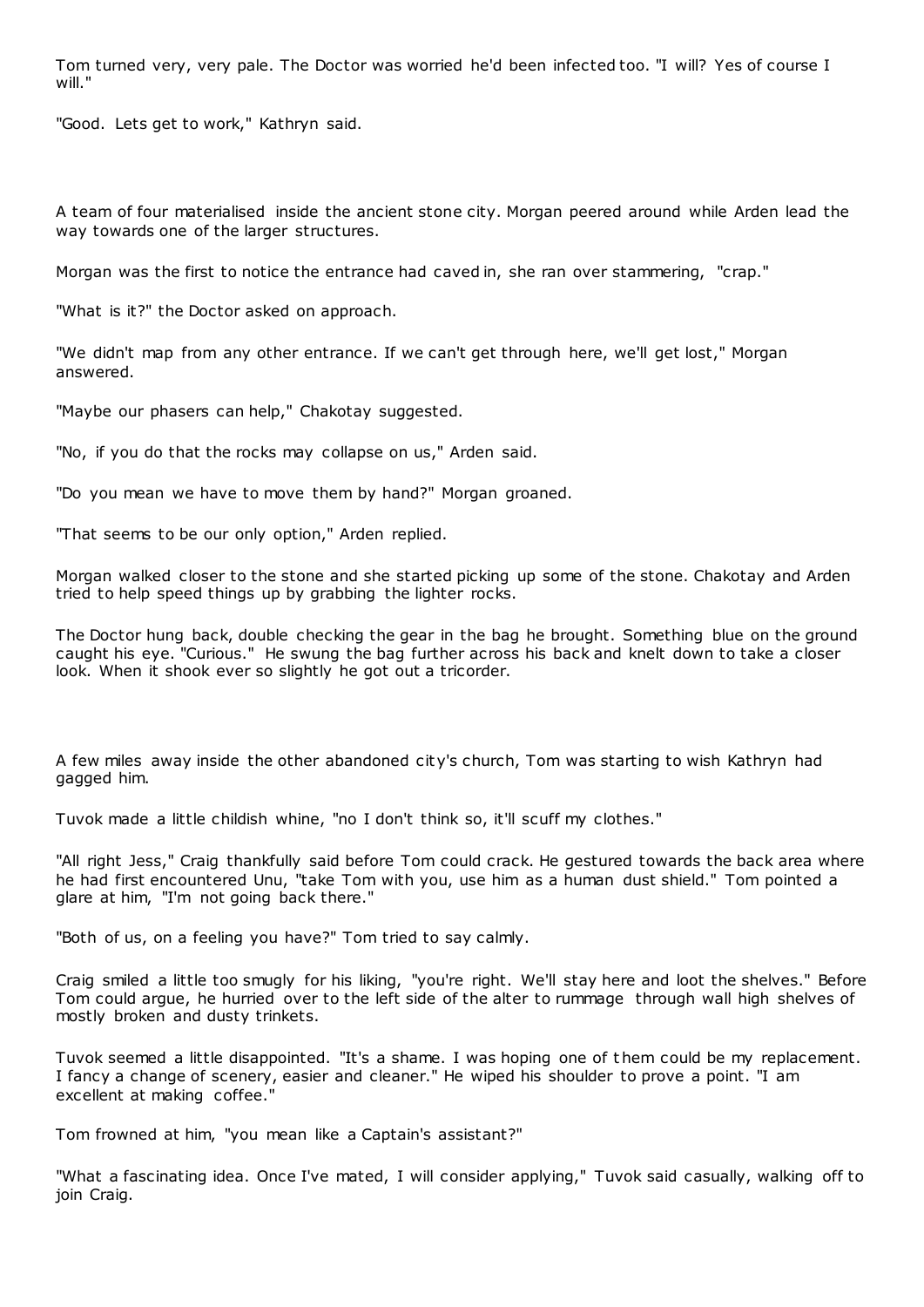Tom turned very, very pale. The Doctor was worried he'd been infected too. "I will? Yes of course I will."

"Good. Lets get to work," Kathryn said.

A team of four materialised inside the ancient stone city. Morgan peered around while Arden lead the way towards one of the larger structures.

Morgan was the first to notice the entrance had caved in, she ran over stammering, "crap."

"What is it?" the Doctor asked on approach.

"We didn't map from any other entrance. If we can't get through here, we'll get lost," Morgan answered.

"Maybe our phasers can help," Chakotay suggested.

"No, if you do that the rocks may collapse on us," Arden said.

"Do you mean we have to move them by hand?" Morgan groaned.

"That seems to be our only option," Arden replied.

Morgan walked closer to the stone and she started picking up some of the stone. Chakotay and Arden tried to help speed things up by grabbing the lighter rocks.

The Doctor hung back, double checking the gear in the bag he brought. Something blue on the ground caught his eye. "Curious." He swung the bag further across his back and knelt down to take a closer look. When it shook ever so slightly he got out a tricorder.

A few miles away inside the other abandoned city's church, Tom was starting to wish Kathryn had gagged him.

Tuvok made a little childish whine, "no I don't think so, it'll scuff my clothes."

"All right Jess," Craig thankfully said before Tom could crack. He gestured towards the back area where he had first encountered Unu, "take Tom with you, use him as a human dust shield." Tom pointed a glare at him, "I'm not going back there."

"Both of us, on a feeling you have?" Tom tried to say calmly.

Craig smiled a little too smugly for his liking, "you're right. We'll stay here and loot the shelves." Before Tom could argue, he hurried over to the left side of the alter to rummage through wall high shelves of mostly broken and dusty trinkets.

Tuvok seemed a little disappointed. "It's a shame. I was hoping one of them could be my replacement. I fancy a change of scenery, easier and cleaner." He wiped his shoulder to prove a point. "I am excellent at making coffee."

Tom frowned at him, "you mean like a Captain's assistant?"

"What a fascinating idea. Once I've mated, I will consider applying," Tuvok said casually, walking off to join Craig.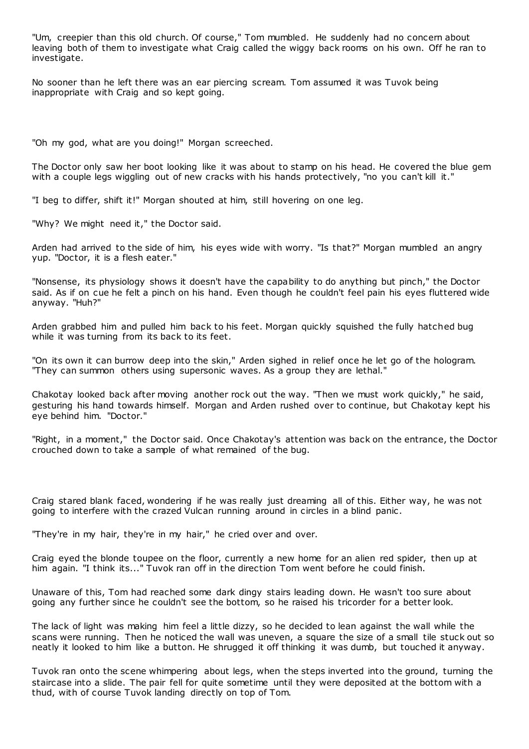"Um, creepier than this old church. Of course," Tom mumbled. He suddenly had no concern about leaving both of them to investigate what Craig called the wiggy back rooms on his own. Off he ran to investigate.

No sooner than he left there was an ear piercing scream. Tom assumed it was Tuvok being inappropriate with Craig and so kept going.

"Oh my god, what are you doing!" Morgan screeched.

The Doctor only saw her boot looking like it was about to stamp on his head. He covered the blue gem with a couple legs wiggling out of new cracks with his hands protectively, "no you can't kill it."

"I beg to differ, shift it!" Morgan shouted at him, still hovering on one leg.

"Why? We might need it," the Doctor said.

Arden had arrived to the side of him, his eyes wide with worry. "Is that?" Morgan mumbled an angry yup. "Doctor, it is a flesh eater."

"Nonsense, its physiology shows it doesn't have the capability to do anything but pinch," the Doctor said. As if on cue he felt a pinch on his hand. Even though he couldn't feel pain his eyes fluttered wide anyway. "Huh?"

Arden grabbed him and pulled him back to his feet. Morgan quickly squished the fully hatched bug while it was turning from its back to its feet.

"On its own it can burrow deep into the skin," Arden sighed in relief once he let go of the hologram. "They can summon others using supersonic waves. As a group they are lethal."

Chakotay looked back after moving another rock out the way. "Then we must work quickly," he said, gesturing his hand towards himself. Morgan and Arden rushed over to continue, but Chakotay kept his eye behind him. "Doctor."

"Right, in a moment," the Doctor said. Once Chakotay's attention was back on the entrance, the Doctor crouched down to take a sample of what remained of the bug.

Craig stared blank faced, wondering if he was really just dreaming all of this. Either way, he was not going to interfere with the crazed Vulcan running around in circles in a blind panic.

"They're in my hair, they're in my hair," he cried over and over.

Craig eyed the blonde toupee on the floor, currently a new home for an alien red spider, then up at him again. "I think its..." Tuvok ran off in the direction Tom went before he could finish.

Unaware of this, Tom had reached some dark dingy stairs leading down. He wasn't too sure about going any further since he couldn't see the bottom, so he raised his tricorder for a better look.

The lack of light was making him feel a little dizzy, so he decided to lean against the wall while the scans were running. Then he noticed the wall was uneven, a square the size of a small tile stuck out so neatly it looked to him like a button. He shrugged it off thinking it was dumb, but touched it anyway.

Tuvok ran onto the scene whimpering about legs, when the steps inverted into the ground, turning the staircase into a slide. The pair fell for quite sometime until they were deposited at the bottom with a thud, with of course Tuvok landing directly on top of Tom.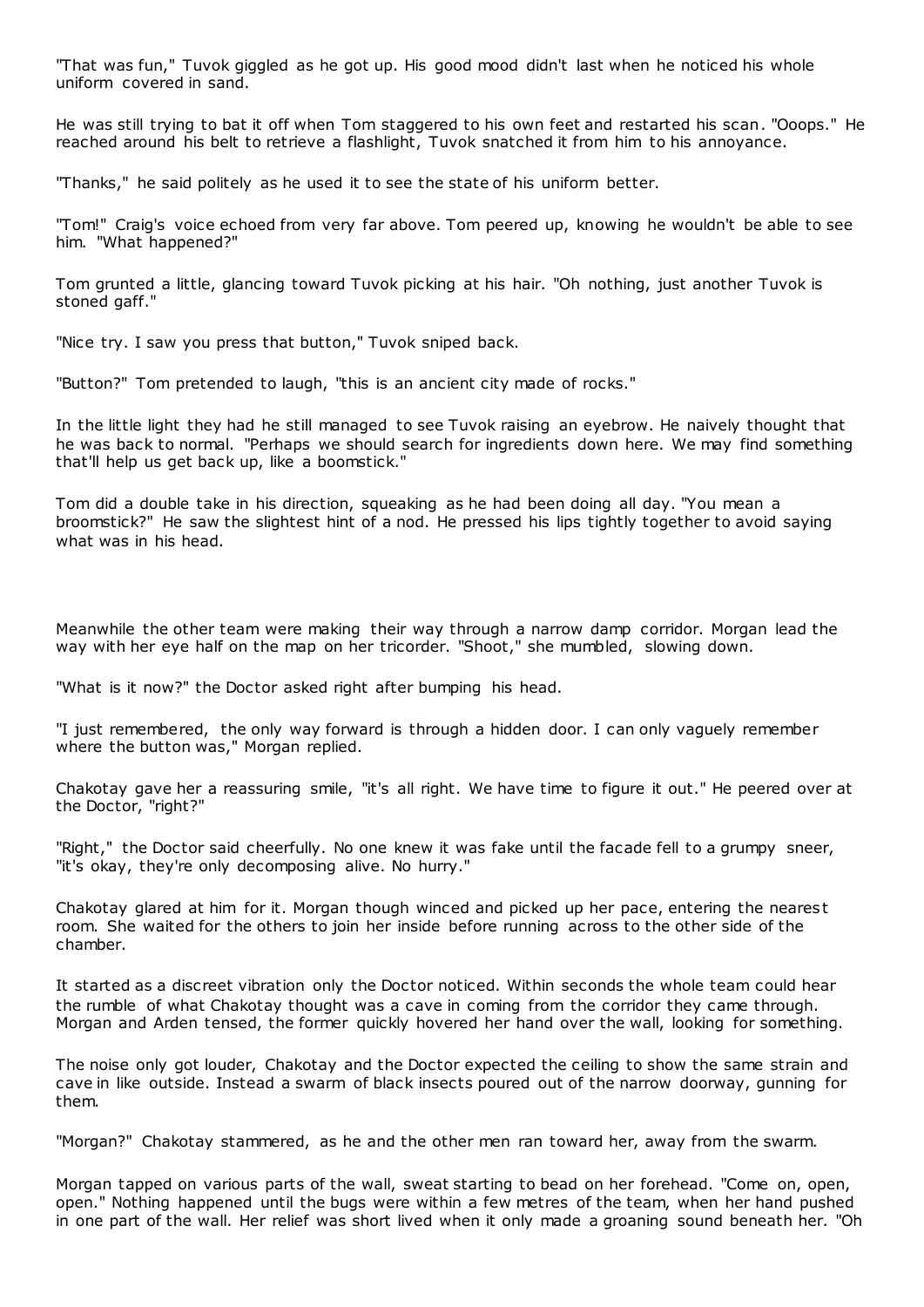"That was fun," Tuvok giggled as he got up. His good mood didn't last when he noticed his whole uniform covered in sand.

He was still trying to bat it off when Tom staggered to his own feet and restarted his scan. "Ooops." He reached around his belt to retrieve a flashlight, Tuvok snatched it from him to his annoyance.

"Thanks," he said politely as he used it to see the state of his uniform better.

"Tom!" Craig's voice echoed from very far above. Tom peered up, knowing he wouldn't be able to see him. "What happened?"

Tom grunted a little, glancing toward Tuvok picking at his hair. "Oh nothing, just another Tuvok is stoned gaff."

"Nice try. I saw you press that button," Tuvok sniped back.

"Button?" Tom pretended to laugh, "this is an ancient city made of rocks."

In the little light they had he still managed to see Tuvok raising an eyebrow. He naively thought that he was back to normal. "Perhaps we should search for ingredients down here. We may find something that'll help us get back up, like a boomstick."

Tom did a double take in his direction, squeaking as he had been doing all day. "You mean a broomstick?" He saw the slightest hint of a nod. He pressed his lips tightly together to avoid saying what was in his head.

Meanwhile the other team were making their way through a narrow damp corridor. Morgan lead the way with her eye half on the map on her tricorder. "Shoot," she mumbled, slowing down.

"What is it now?" the Doctor asked right after bumping his head.

"I just remembered, the only way forward is through a hidden door. I can only vaguely remember where the button was," Morgan replied.

Chakotay gave her a reassuring smile, "it's all right. We have time to figure it out." He peered over at the Doctor, "right?"

"Right," the Doctor said cheerfully. No one knew it was fake until the facade fell to a grumpy sneer, "it's okay, they're only decomposing alive. No hurry."

Chakotay glared at him for it. Morgan though winced and picked up her pace, entering the nearest room. She waited for the others to join her inside before running across to the other side of the chamber.

It started as a discreet vibration only the Doctor noticed. Within seconds the whole team could hear the rumble of what Chakotay thought was a cave in coming from the corridor they came through. Morgan and Arden tensed, the former quickly hovered her hand over the wall, looking for something.

The noise only got louder, Chakotay and the Doctor expected the ceiling to show the same strain and cave in like outside. Instead a swarm of black insects poured out of the narrow doorway, gunning for them.

"Morgan?" Chakotay stammered, as he and the other men ran toward her, away from the swarm.

Morgan tapped on various parts of the wall, sweat starting to bead on her forehead. "Come on, open, open." Nothing happened until the bugs were within a few metres of the team, when her hand pushed in one part of the wall. Her relief was short lived when it only made a groaning sound beneath her. "Oh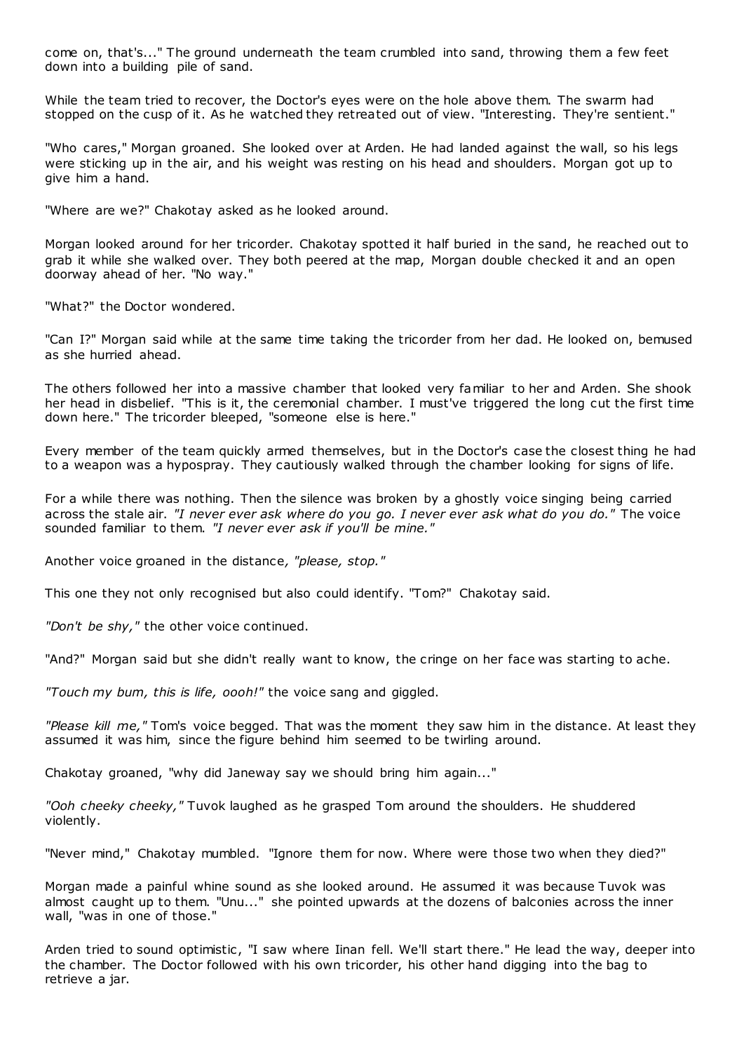come on, that's..." The ground underneath the team crumbled into sand, throwing them a few feet down into a building pile of sand.

While the team tried to recover, the Doctor's eyes were on the hole above them. The swarm had stopped on the cusp of it. As he watched they retreated out of view. "Interesting. They're sentient."

"Who cares," Morgan groaned. She looked over at Arden. He had landed against the wall, so his legs were sticking up in the air, and his weight was resting on his head and shoulders. Morgan got up to give him a hand.

"Where are we?" Chakotay asked as he looked around.

Morgan looked around for her tricorder. Chakotay spotted it half buried in the sand, he reached out to grab it while she walked over. They both peered at the map, Morgan double checked it and an open doorway ahead of her. "No way."

"What?" the Doctor wondered.

"Can I?" Morgan said while at the same time taking the tricorder from her dad. He looked on, bemused as she hurried ahead.

The others followed her into a massive chamber that looked very familiar to her and Arden. She shook her head in disbelief. "This is it, the ceremonial chamber. I must've triggered the long cut the first time down here." The tricorder bleeped, "someone else is here."

Every member of the team quickly armed themselves, but in the Doctor's case the closest thing he had to a weapon was a hypospray. They cautiously walked through the chamber looking for signs of life.

For a while there was nothing. Then the silence was broken by a ghostly voice singing being carried across the stale air. *"I never ever ask where do you go. I never ever ask what do you do."* The voice sounded familiar to them. *"I never ever ask if you'll be mine."*

Another voice groaned in the distance*, "please, stop."*

This one they not only recognised but also could identify. "Tom?" Chakotay said.

*"Don't be shy,"* the other voice continued.

"And?" Morgan said but she didn't really want to know, the cringe on her face was starting to ache.

*"Touch my bum, this is life, oooh!"* the voice sang and giggled.

*"Please kill me,"* Tom's voice begged. That was the moment they saw him in the distance. At least they assumed it was him, since the figure behind him seemed to be twirling around.

Chakotay groaned, "why did Janeway say we should bring him again..."

*"Ooh cheeky cheeky,"* Tuvok laughed as he grasped Tom around the shoulders. He shuddered violently.

"Never mind," Chakotay mumbled. "Ignore them for now. Where were those two when they died?"

Morgan made a painful whine sound as she looked around. He assumed it was because Tuvok was almost caught up to them. "Unu..." she pointed upwards at the dozens of balconies across the inner wall, "was in one of those."

Arden tried to sound optimistic, "I saw where Iinan fell. We'll start there." He lead the way, deeper into the chamber. The Doctor followed with his own tricorder, his other hand digging into the bag to retrieve a jar.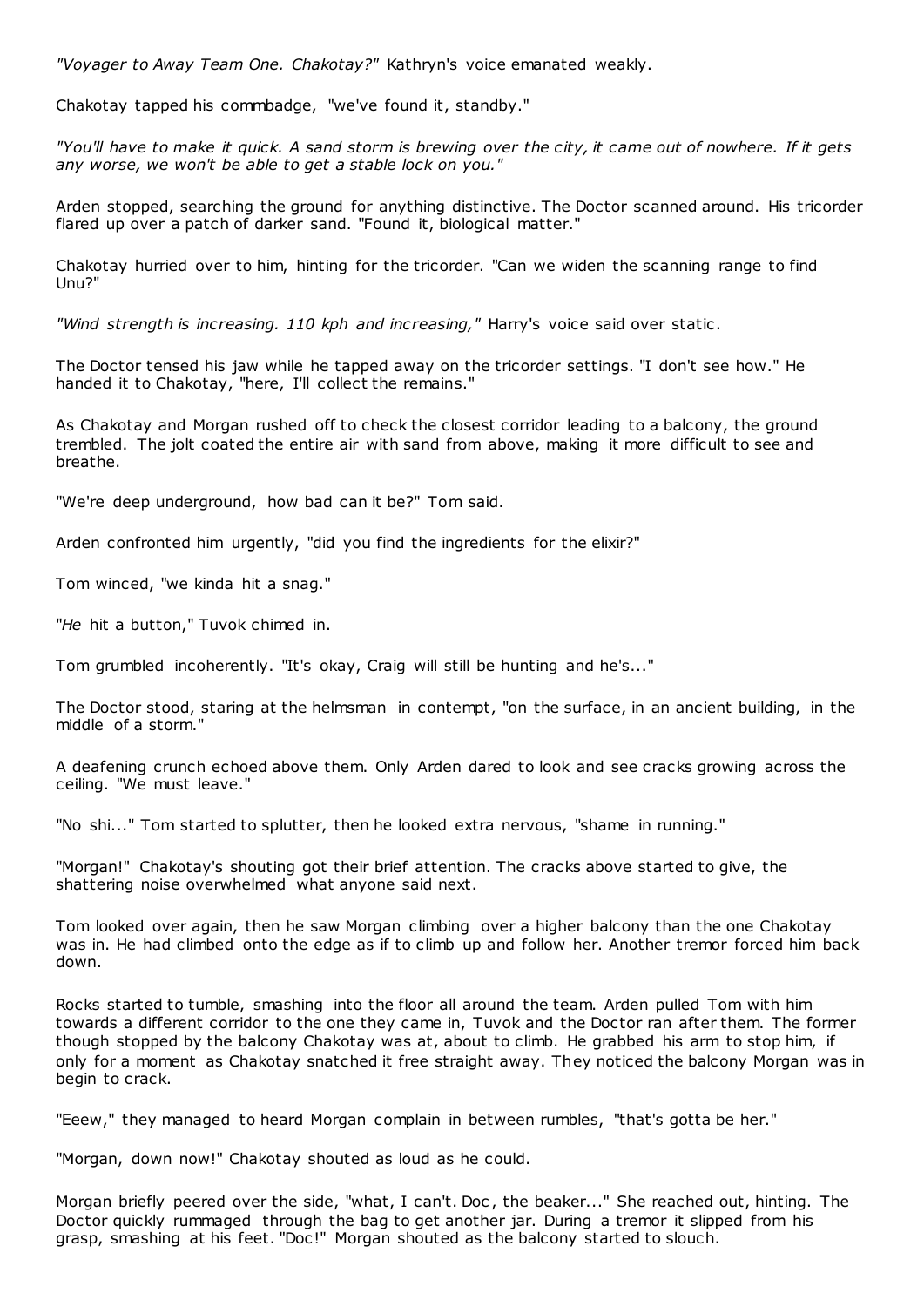*"Voyager to Away Team One. Chakotay?"* Kathryn's voice emanated weakly.

Chakotay tapped his commbadge, "we've found it, standby."

*"You'll have to make it quick. A sand storm is brewing over the city, it came out of nowhere. If it gets any worse, we won't be able to get a stable lock on you."*

Arden stopped, searching the ground for anything distinctive. The Doctor scanned around. His tricorder flared up over a patch of darker sand. "Found it, biological matter."

Chakotay hurried over to him, hinting for the tricorder. "Can we widen the scanning range to find Unu?"

*"Wind strength is increasing. 110 kph and increasing,"* Harry's voice said over static.

The Doctor tensed his jaw while he tapped away on the tricorder settings. "I don't see how." He handed it to Chakotay, "here, I'll collect the remains."

As Chakotay and Morgan rushed off to check the closest corridor leading to a balcony, the ground trembled. The jolt coated the entire air with sand from above, making it more difficult to see and breathe.

"We're deep underground, how bad can it be?" Tom said.

Arden confronted him urgently, "did you find the ingredients for the elixir?"

Tom winced, "we kinda hit a snag."

"*He* hit a button," Tuvok chimed in.

Tom grumbled incoherently. "It's okay, Craig will still be hunting and he's..."

The Doctor stood, staring at the helmsman in contempt, "on the surface, in an ancient building, in the middle of a storm."

A deafening crunch echoed above them. Only Arden dared to look and see cracks growing across the ceiling. "We must leave."

"No shi..." Tom started to splutter, then he looked extra nervous, "shame in running."

"Morgan!" Chakotay's shouting got their brief attention. The cracks above started to give, the shattering noise overwhelmed what anyone said next.

Tom looked over again, then he saw Morgan climbing over a higher balcony than the one Chakotay was in. He had climbed onto the edge as if to climb up and follow her. Another tremor forced him back down.

Rocks started to tumble, smashing into the floor all around the team. Arden pulled Tom with him towards a different corridor to the one they came in, Tuvok and the Doctor ran after them. The former though stopped by the balcony Chakotay was at, about to climb. He grabbed his arm to stop him, if only for a moment as Chakotay snatched it free straight away. They noticed the balcony Morgan was in begin to crack.

"Eeew," they managed to heard Morgan complain in between rumbles, "that's gotta be her."

"Morgan, down now!" Chakotay shouted as loud as he could.

Morgan briefly peered over the side, "what, I can't. Doc, the beaker..." She reached out, hinting. The Doctor quickly rummaged through the bag to get another jar. During a tremor it slipped from his grasp, smashing at his feet. "Doc!" Morgan shouted as the balcony started to slouch.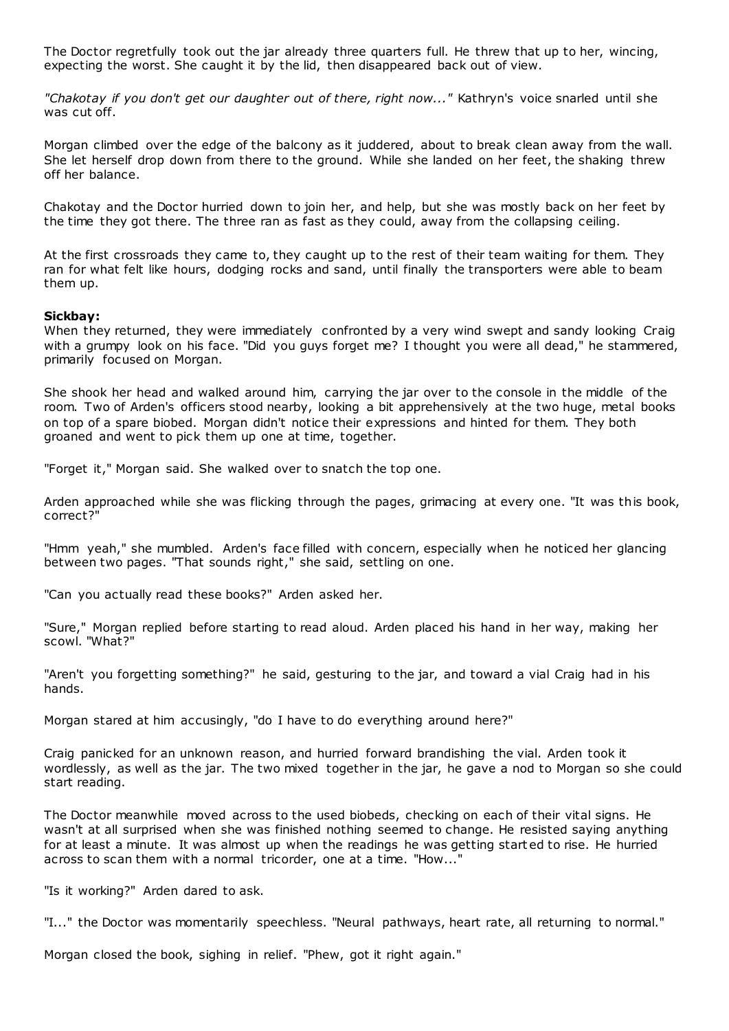The Doctor regretfully took out the jar already three quarters full. He threw that up to her, wincing, expecting the worst. She caught it by the lid, then disappeared back out of view.

*"Chakotay if you don't get our daughter out of there, right now..."* Kathryn's voice snarled until she was cut off.

Morgan climbed over the edge of the balcony as it juddered, about to break clean away from the wall. She let herself drop down from there to the ground. While she landed on her feet, the shaking threw off her balance.

Chakotay and the Doctor hurried down to join her, and help, but she was mostly back on her feet by the time they got there. The three ran as fast as they could, away from the collapsing ceiling.

At the first crossroads they came to, they caught up to the rest of their team waiting for them. They ran for what felt like hours, dodging rocks and sand, until finally the transporters were able to beam them up.

**Sickbay:**
When they returned, they were immediately confronted by a very wind swept and sandy looking Craig with a grumpy look on his face. "Did you guys forget me? I thought you were all dead," he stammered, primarily focused on Morgan.

She shook her head and walked around him, carrying the jar over to the console in the middle of the room. Two of Arden's officers stood nearby, looking a bit apprehensively at the two huge, metal books on top of a spare biobed. Morgan didn't notice their expressions and hinted for them. They both groaned and went to pick them up one at time, together.

"Forget it," Morgan said. She walked over to snatch the top one.

Arden approached while she was flicking through the pages, grimacing at every one. "It was this book, correct?"

"Hmm yeah," she mumbled. Arden's face filled with concern, especially when he noticed her glancing between two pages. "That sounds right," she said, settling on one.

"Can you actually read these books?" Arden asked her.

"Sure," Morgan replied before starting to read aloud. Arden placed his hand in her way, making her scowl. "What?"

"Aren't you forgetting something?" he said, gesturing to the jar, and toward a vial Craig had in his hands.

Morgan stared at him accusingly, "do I have to do everything around here?"

Craig panicked for an unknown reason, and hurried forward brandishing the vial. Arden took it wordlessly, as well as the jar. The two mixed together in the jar, he gave a nod to Morgan so she could start reading.

The Doctor meanwhile moved across to the used biobeds, checking on each of their vital signs. He wasn't at all surprised when she was finished nothing seemed to change. He resisted saying anything for at least a minute. It was almost up when the readings he was getting started to rise. He hurried across to scan them with a normal tricorder, one at a time. "How..."

"Is it working?" Arden dared to ask.

"I..." the Doctor was momentarily speechless. "Neural pathways, heart rate, all returning to normal."

Morgan closed the book, sighing in relief. "Phew, got it right again."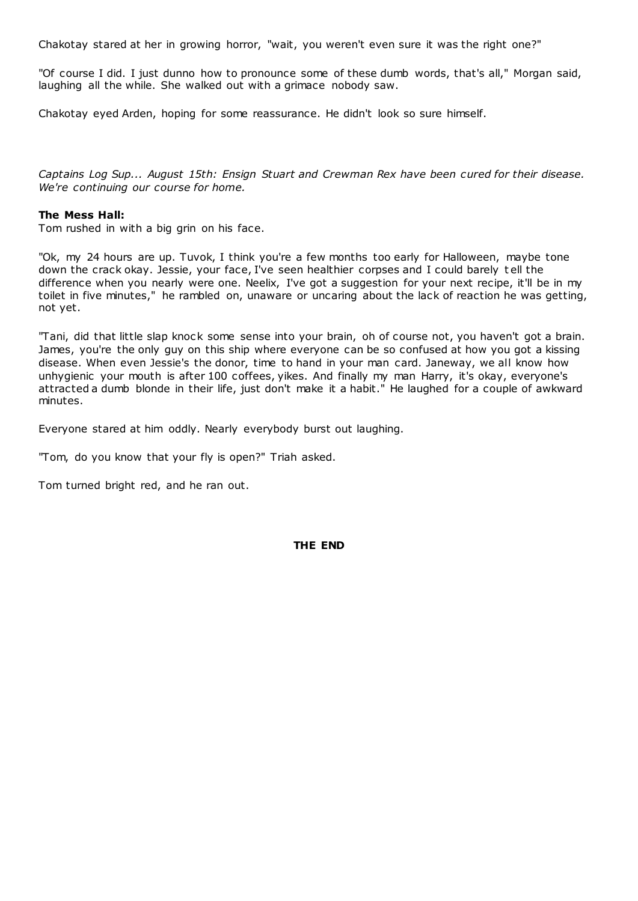Chakotay stared at her in growing horror, "wait, you weren't even sure it was the right one?"

"Of course I did. I just dunno how to pronounce some of these dumb words, that's all," Morgan said, laughing all the while. She walked out with a grimace nobody saw.

Chakotay eyed Arden, hoping for some reassurance. He didn't look so sure himself.

*Captains Log Sup... August 15th: Ensign Stuart and Crewman Rex have been cured for their disease. We're continuing our course for home.*

**The Mess Hall:**
Tom rushed in with a big grin on his face.

"Ok, my 24 hours are up. Tuvok, I think you're a few months too early for Halloween, maybe tone down the crack okay. Jessie, your face, I've seen healthier corpses and I could barely tell the difference when you nearly were one. Neelix, I've got a suggestion for your next recipe, it'll be in my toilet in five minutes," he rambled on, unaware or uncaring about the lack of reaction he was getting, not yet.

"Tani, did that little slap knock some sense into your brain, oh of course not, you haven't got a brain. James, you're the only guy on this ship where everyone can be so confused at how you got a kissing disease. When even Jessie's the donor, time to hand in your man card. Janeway, we all know how unhygienic your mouth is after 100 coffees, yikes. And finally my man Harry, it's okay, everyone's attracted a dumb blonde in their life, just don't make it a habit." He laughed for a couple of awkward minutes.

Everyone stared at him oddly. Nearly everybody burst out laughing.

"Tom, do you know that your fly is open?" Triah asked.

Tom turned bright red, and he ran out.

**THE END**